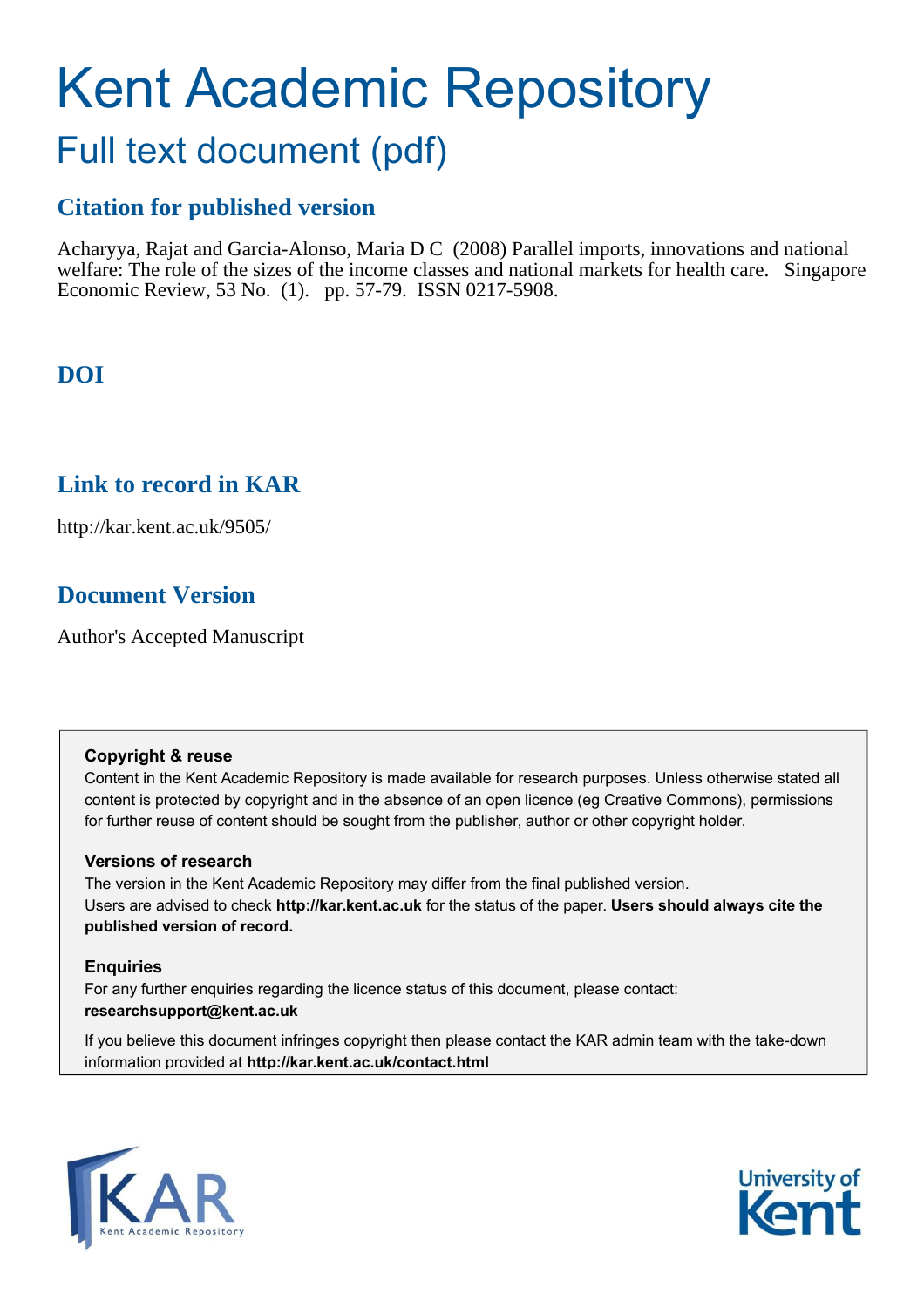# Kent Academic Repository

## Full text document (pdf)

### Citation for published version

Acharyya, Rajat and Garcia-Alonso, Maria D C (2008) Parallel imports, innovations and national welfare: The role of the sizes of the income classes and national markets for health care. Singapore Economic Review, 53 No. (1). pp. 57-79. ISSN 0217-5908.

### DOI

### Link to record in KAR

http://kar.kent.ac.uk/9505/

### Document Version

Author's Accepted Manuscript

**Copyright & reuse**

Content in the Kent Academic Repository is made available for research purposes. Unless otherwise stated all content is protected by copyright and in the absence of an open licence (eg Creative Commons), permissions for further reuse of content should be sought from the publisher, author or other copyright holder.

**Versions of research**

The version in the Kent Academic Repository may differ from the final published version. Users are advised to check **http://kar.kent.ac.uk** for the status of the paper. **Users should always cite the published version of record.**

**Enquiries**

For any further enquiries regarding the licence status of this document, please contact: **researchsupport@kent.ac.uk**

If you believe this document infringes copyright then please contact the KAR admin team with the take-down information provided at **http://kar.kent.ac.uk/contact.html**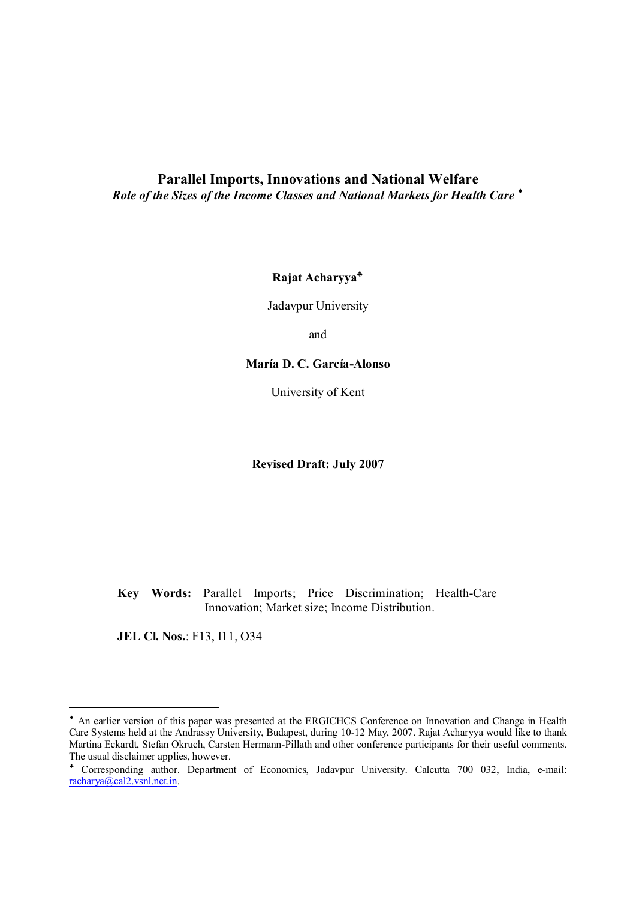# Parallel Imports, Innovations and National Welfare

*Role of the Sizes of the Income Classes and National Markets for Health Care* [♦]

**Rajat Acharyya**[♣]

Jadavpur University

and

**María D. C. García-Alonso**

University of Kent

**Revised Draft: July 2007**

**Key Words:** Parallel Imports; Price Discrimination; Health-Care Innovation; Market size; Income Distribution.

**JEL Cl. Nos.**: F13, I11, O34

---

[♦] An earlier version of this paper was presented at the ERGICHCS Conference on Innovation and Change in Health Care Systems held at the Andrassy University, Budapest, during 10-12 May, 2007. Rajat Acharyya would like to thank Martina Eckardt, Stefan Okruch, Carsten Hermann-Pillath and other conference participants for their useful comments. The usual disclaimer applies, however.

[♣] Corresponding author. Department of Economics, Jadavpur University. Calcutta 700 032, India, e-mail: racharya@cal2.vsnl.net.in.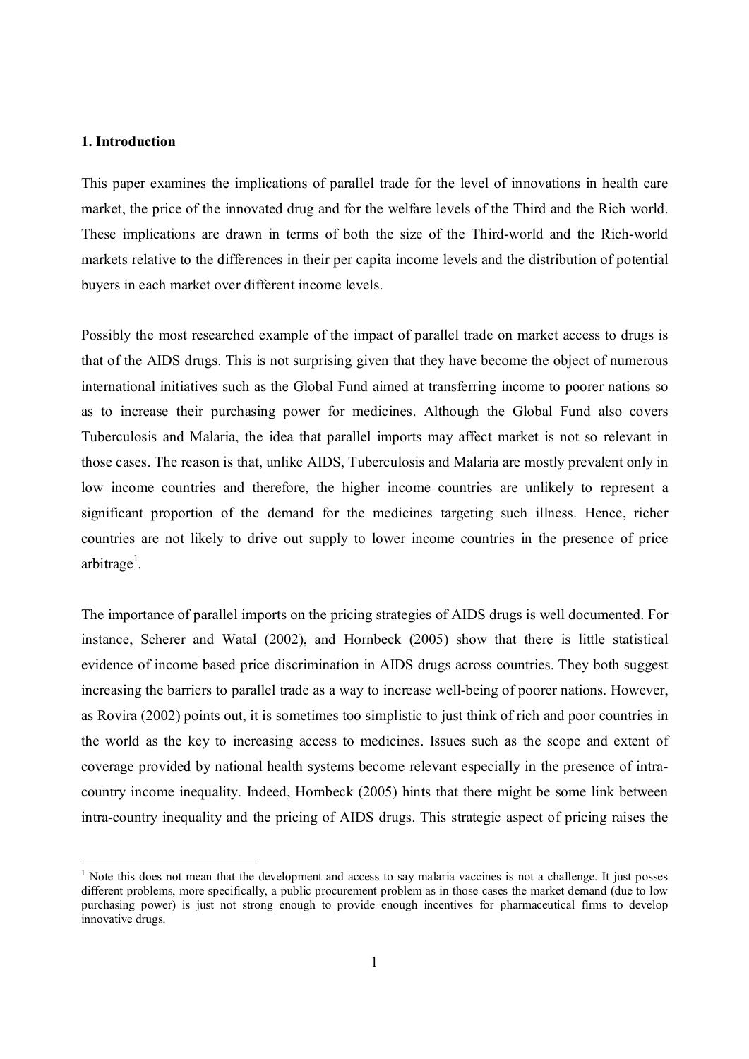## 1. Introduction

This paper examines the implications of parallel trade for the level of innovations in health care market, the price of the innovated drug and for the welfare levels of the Third and the Rich world. These implications are drawn in terms of both the size of the Third-world and the Rich-world markets relative to the differences in their per capita income levels and the distribution of potential buyers in each market over different income levels.

Possibly the most researched example of the impact of parallel trade on market access to drugs is that of the AIDS drugs. This is not surprising given that they have become the object of numerous international initiatives such as the Global Fund aimed at transferring income to poorer nations so as to increase their purchasing power for medicines. Although the Global Fund also covers Tuberculosis and Malaria, the idea that parallel imports may affect market is not so relevant in those cases. The reason is that, unlike AIDS, Tuberculosis and Malaria are mostly prevalent only in low income countries and therefore, the higher income countries are unlikely to represent a significant proportion of the demand for the medicines targeting such illness. Hence, richer countries are not likely to drive out supply to lower income countries in the presence of price arbitrage[1].

The importance of parallel imports on the pricing strategies of AIDS drugs is well documented. For instance, Scherer and Watal (2002), and Hornbeck (2005) show that there is little statistical evidence of income based price discrimination in AIDS drugs across countries. They both suggest increasing the barriers to parallel trade as a way to increase well-being of poorer nations. However, as Rovira (2002) points out, it is sometimes too simplistic to just think of rich and poor countries in the world as the key to increasing access to medicines. Issues such as the scope and extent of coverage provided by national health systems become relevant especially in the presence of intra-country income inequality. Indeed, Hornbeck (2005) hints that there might be some link between intra-country inequality and the pricing of AIDS drugs. This strategic aspect of pricing raises the

[1] Note this does not mean that the development and access to say malaria vaccines is not a challenge. It just posses different problems, more specifically, a public procurement problem as in those cases the market demand (due to low purchasing power) is just not strong enough to provide enough incentives for pharmaceutical firms to develop innovative drugs.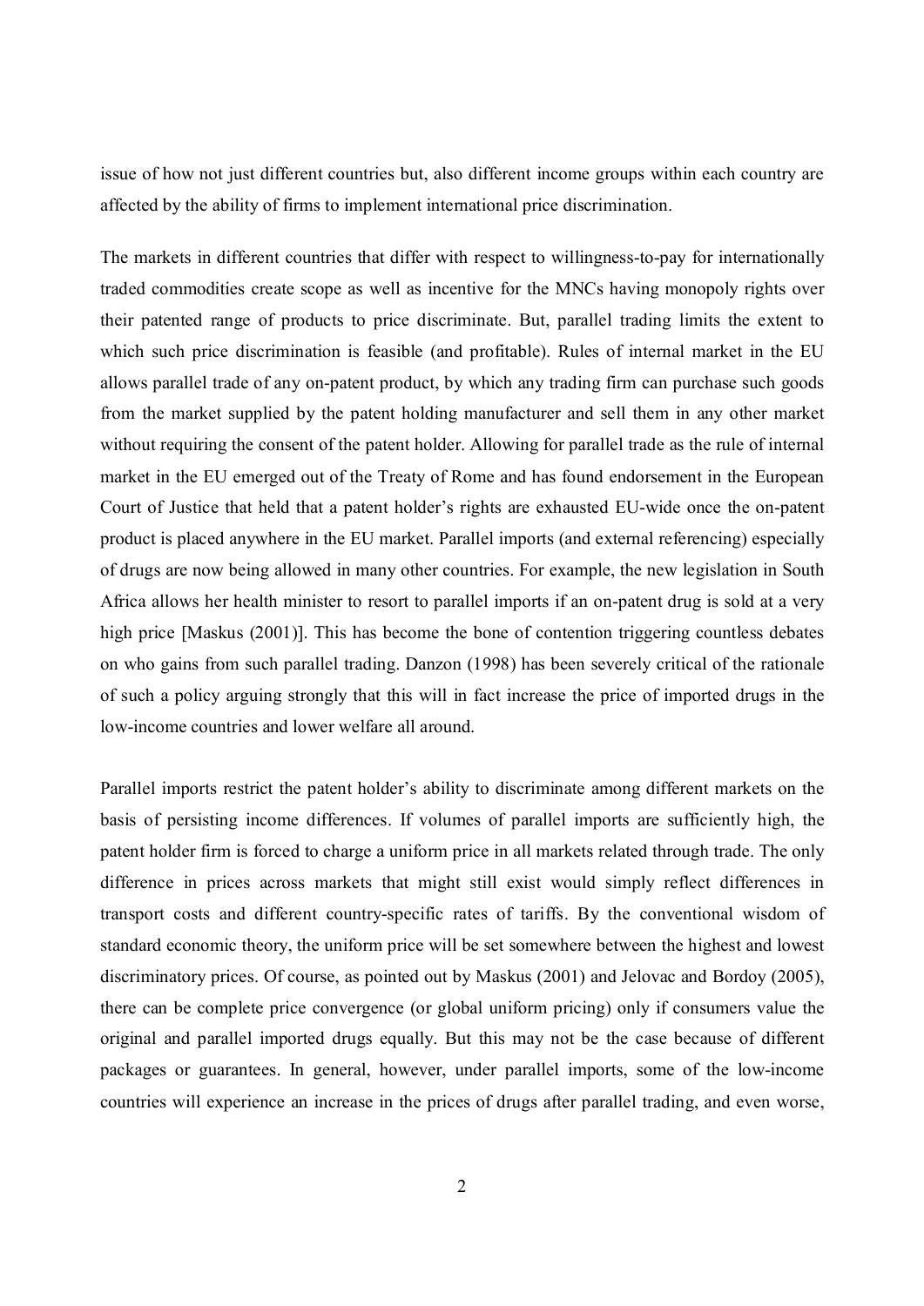issue of how not just different countries but, also different income groups within each country are affected by the ability of firms to implement international price discrimination.

The markets in different countries that differ with respect to willingness-to-pay for internationally traded commodities create scope as well as incentive for the MNCs having monopoly rights over their patented range of products to price discriminate. But, parallel trading limits the extent to which such price discrimination is feasible (and profitable). Rules of internal market in the EU allows parallel trade of any on-patent product, by which any trading firm can purchase such goods from the market supplied by the patent holding manufacturer and sell them in any other market without requiring the consent of the patent holder. Allowing for parallel trade as the rule of internal market in the EU emerged out of the Treaty of Rome and has found endorsement in the European Court of Justice that held that a patent holder's rights are exhausted EU-wide once the on-patent product is placed anywhere in the EU market. Parallel imports (and external referencing) especially of drugs are now being allowed in many other countries. For example, the new legislation in South Africa allows her health minister to resort to parallel imports if an on-patent drug is sold at a very high price [Maskus (2001)]. This has become the bone of contention triggering countless debates on who gains from such parallel trading. Danzon (1998) has been severely critical of the rationale of such a policy arguing strongly that this will in fact increase the price of imported drugs in the low-income countries and lower welfare all around.

Parallel imports restrict the patent holder's ability to discriminate among different markets on the basis of persisting income differences. If volumes of parallel imports are sufficiently high, the patent holder firm is forced to charge a uniform price in all markets related through trade. The only difference in prices across markets that might still exist would simply reflect differences in transport costs and different country-specific rates of tariffs. By the conventional wisdom of standard economic theory, the uniform price will be set somewhere between the highest and lowest discriminatory prices. Of course, as pointed out by Maskus (2001) and Jelovac and Bordoy (2005), there can be complete price convergence (or global uniform pricing) only if consumers value the original and parallel imported drugs equally. But this may not be the case because of different packages or guarantees. In general, however, under parallel imports, some of the low-income countries will experience an increase in the prices of drugs after parallel trading, and even worse,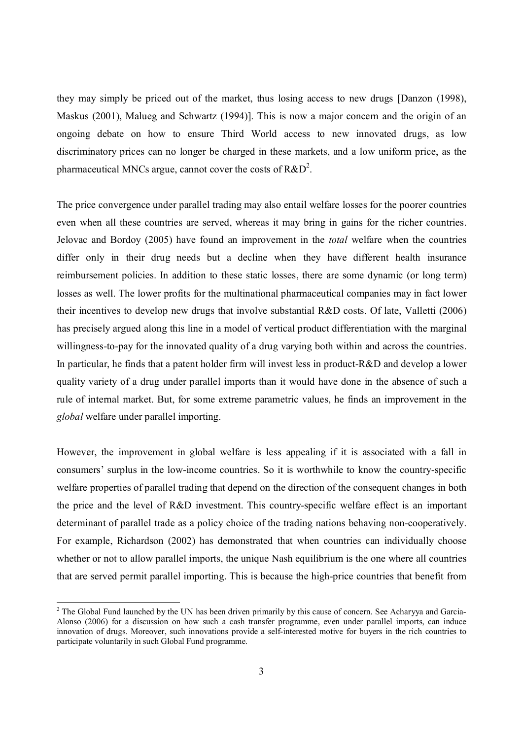they may simply be priced out of the market, thus losing access to new drugs [Danzon (1998), Maskus (2001), Malueg and Schwartz (1994)]. This is now a major concern and the origin of an ongoing debate on how to ensure Third World access to new innovated drugs, as low discriminatory prices can no longer be charged in these markets, and a low uniform price, as the pharmaceutical MNCs argue, cannot cover the costs of R&D[2].

The price convergence under parallel trading may also entail welfare losses for the poorer countries even when all these countries are served, whereas it may bring in gains for the richer countries. Jelovac and Bordoy (2005) have found an improvement in the *total* welfare when the countries differ only in their drug needs but a decline when they have different health insurance reimbursement policies. In addition to these static losses, there are some dynamic (or long term) losses as well. The lower profits for the multinational pharmaceutical companies may in fact lower their incentives to develop new drugs that involve substantial R&D costs. Of late, Valletti (2006) has precisely argued along this line in a model of vertical product differentiation with the marginal willingness-to-pay for the innovated quality of a drug varying both within and across the countries. In particular, he finds that a patent holder firm will invest less in product-R&D and develop a lower quality variety of a drug under parallel imports than it would have done in the absence of such a rule of internal market. But, for some extreme parametric values, he finds an improvement in the *global* welfare under parallel importing.

However, the improvement in global welfare is less appealing if it is associated with a fall in consumers' surplus in the low-income countries. So it is worthwhile to know the country-specific welfare properties of parallel trading that depend on the direction of the consequent changes in both the price and the level of R&D investment. This country-specific welfare effect is an important determinant of parallel trade as a policy choice of the trading nations behaving non-cooperatively. For example, Richardson (2002) has demonstrated that when countries can individually choose whether or not to allow parallel imports, the unique Nash equilibrium is the one where all countries that are served permit parallel importing. This is because the high-price countries that benefit from

[2] The Global Fund launched by the UN has been driven primarily by this cause of concern. See Acharyya and Garcia-Alonso (2006) for a discussion on how such a cash transfer programme, even under parallel imports, can induce innovation of drugs. Moreover, such innovations provide a self-interested motive for buyers in the rich countries to participate voluntarily in such Global Fund programme.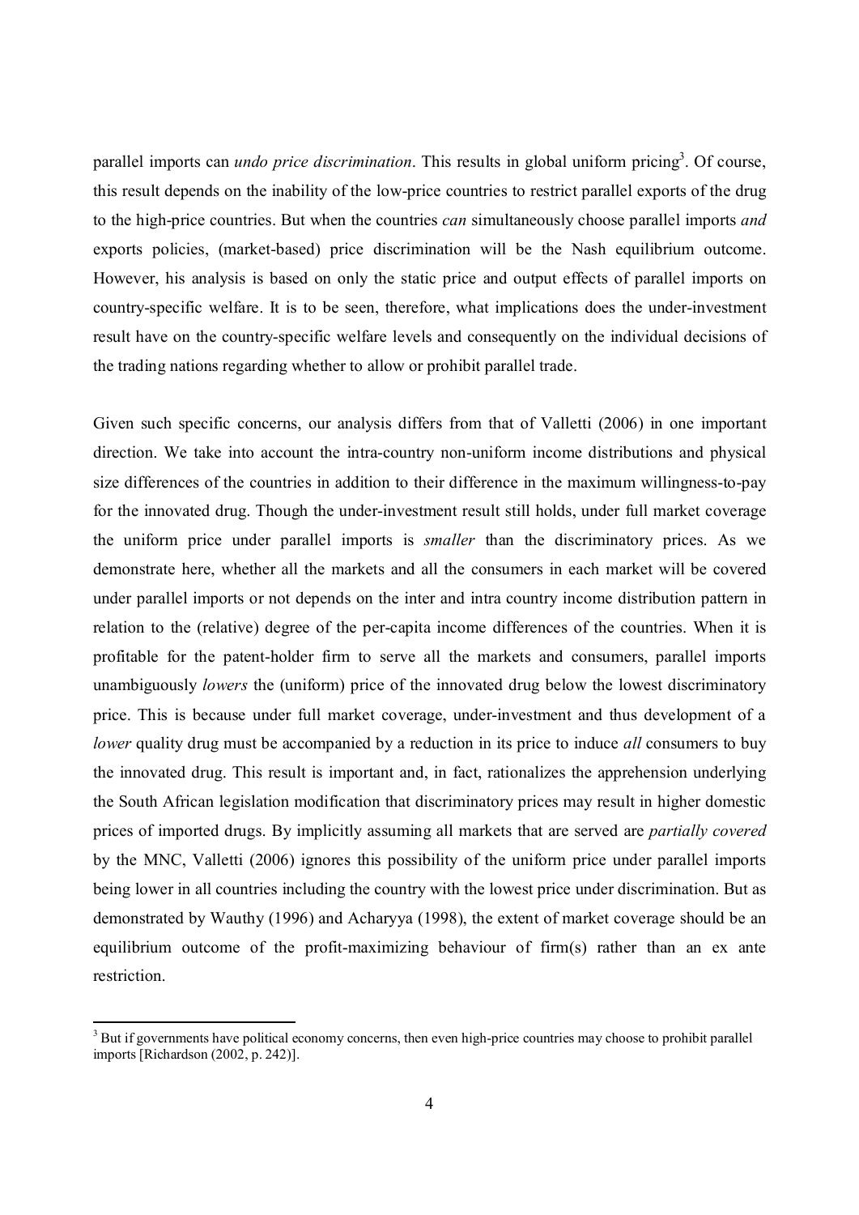parallel imports can *undo price discrimination*. This results in global uniform pricing[3]. Of course, this result depends on the inability of the low-price countries to restrict parallel exports of the drug to the high-price countries. But when the countries *can* simultaneously choose parallel imports *and* exports policies, (market-based) price discrimination will be the Nash equilibrium outcome. However, his analysis is based on only the static price and output effects of parallel imports on country-specific welfare. It is to be seen, therefore, what implications does the under-investment result have on the country-specific welfare levels and consequently on the individual decisions of the trading nations regarding whether to allow or prohibit parallel trade.

Given such specific concerns, our analysis differs from that of Valletti (2006) in one important direction. We take into account the intra-country non-uniform income distributions and physical size differences of the countries in addition to their difference in the maximum willingness-to-pay for the innovated drug. Though the under-investment result still holds, under full market coverage the uniform price under parallel imports is *smaller* than the discriminatory prices. As we demonstrate here, whether all the markets and all the consumers in each market will be covered under parallel imports or not depends on the inter and intra country income distribution pattern in relation to the (relative) degree of the per-capita income differences of the countries. When it is profitable for the patent-holder firm to serve all the markets and consumers, parallel imports unambiguously *lowers* the (uniform) price of the innovated drug below the lowest discriminatory price. This is because under full market coverage, under-investment and thus development of a *lower* quality drug must be accompanied by a reduction in its price to induce *all* consumers to buy the innovated drug. This result is important and, in fact, rationalizes the apprehension underlying the South African legislation modification that discriminatory prices may result in higher domestic prices of imported drugs. By implicitly assuming all markets that are served are *partially covered* by the MNC, Valletti (2006) ignores this possibility of the uniform price under parallel imports being lower in all countries including the country with the lowest price under discrimination. But as demonstrated by Wauthy (1996) and Acharyya (1998), the extent of market coverage should be an equilibrium outcome of the profit-maximizing behaviour of firm(s) rather than an ex ante restriction.

[3] But if governments have political economy concerns, then even high-price countries may choose to prohibit parallel imports [Richardson (2002, p. 242)].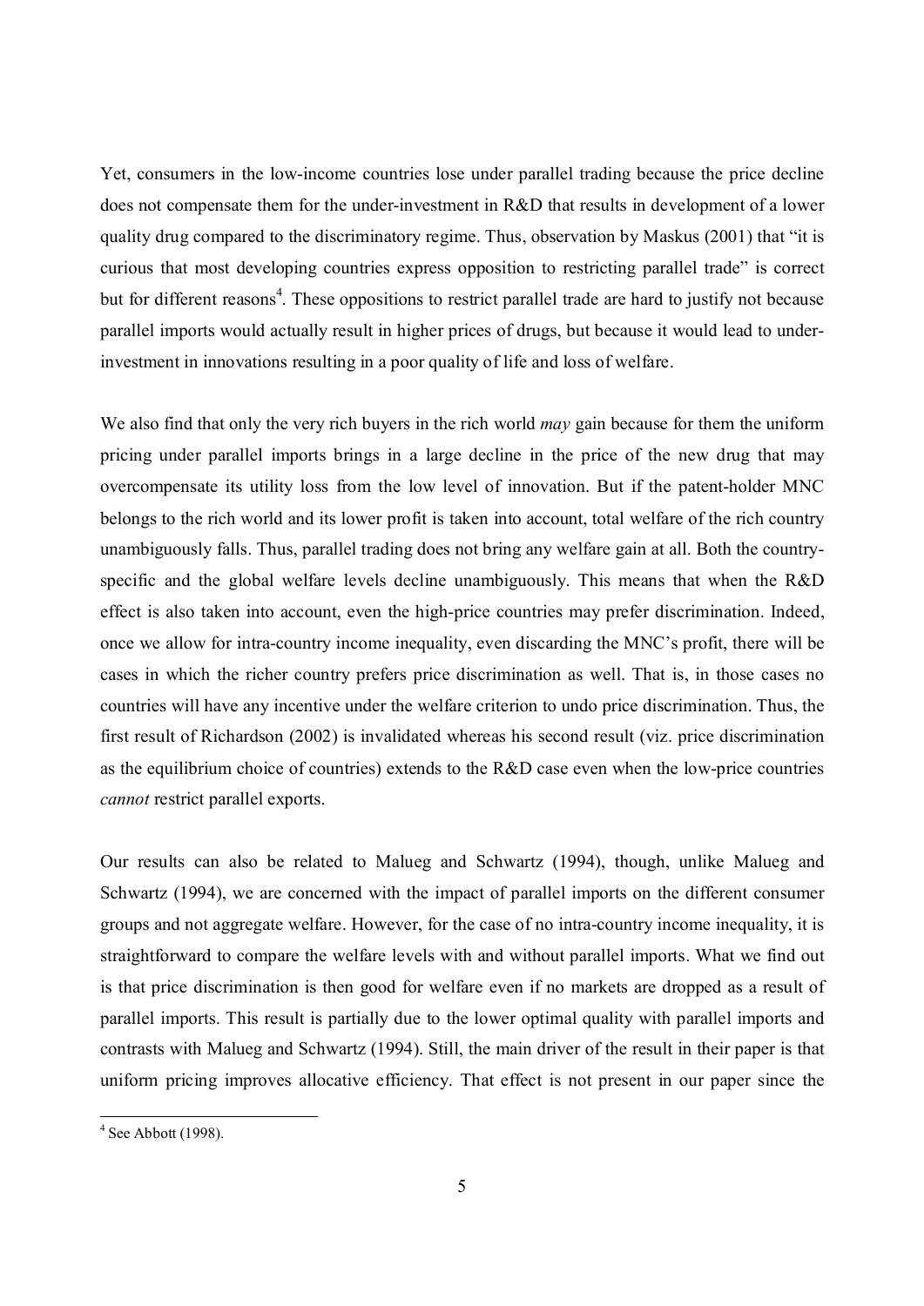Yet, consumers in the low-income countries lose under parallel trading because the price decline does not compensate them for the under-investment in R&D that results in development of a lower quality drug compared to the discriminatory regime. Thus, observation by Maskus (2001) that "it is curious that most developing countries express opposition to restricting parallel trade" is correct but for different reasons[4]. These oppositions to restrict parallel trade are hard to justify not because parallel imports would actually result in higher prices of drugs, but because it would lead to under-investment in innovations resulting in a poor quality of life and loss of welfare.

We also find that only the very rich buyers in the rich world *may* gain because for them the uniform pricing under parallel imports brings in a large decline in the price of the new drug that may overcompensate its utility loss from the low level of innovation. But if the patent-holder MNC belongs to the rich world and its lower profit is taken into account, total welfare of the rich country unambiguously falls. Thus, parallel trading does not bring any welfare gain at all. Both the country-specific and the global welfare levels decline unambiguously. This means that when the R&D effect is also taken into account, even the high-price countries may prefer discrimination. Indeed, once we allow for intra-country income inequality, even discarding the MNC's profit, there will be cases in which the richer country prefers price discrimination as well. That is, in those cases no countries will have any incentive under the welfare criterion to undo price discrimination. Thus, the first result of Richardson (2002) is invalidated whereas his second result (viz. price discrimination as the equilibrium choice of countries) extends to the R&D case even when the low-price countries *cannot* restrict parallel exports.

Our results can also be related to Malueg and Schwartz (1994), though, unlike Malueg and Schwartz (1994), we are concerned with the impact of parallel imports on the different consumer groups and not aggregate welfare. However, for the case of no intra-country income inequality, it is straightforward to compare the welfare levels with and without parallel imports. What we find out is that price discrimination is then good for welfare even if no markets are dropped as a result of parallel imports. This result is partially due to the lower optimal quality with parallel imports and contrasts with Malueg and Schwartz (1994). Still, the main driver of the result in their paper is that uniform pricing improves allocative efficiency. That effect is not present in our paper since the

[4] See Abbott (1998).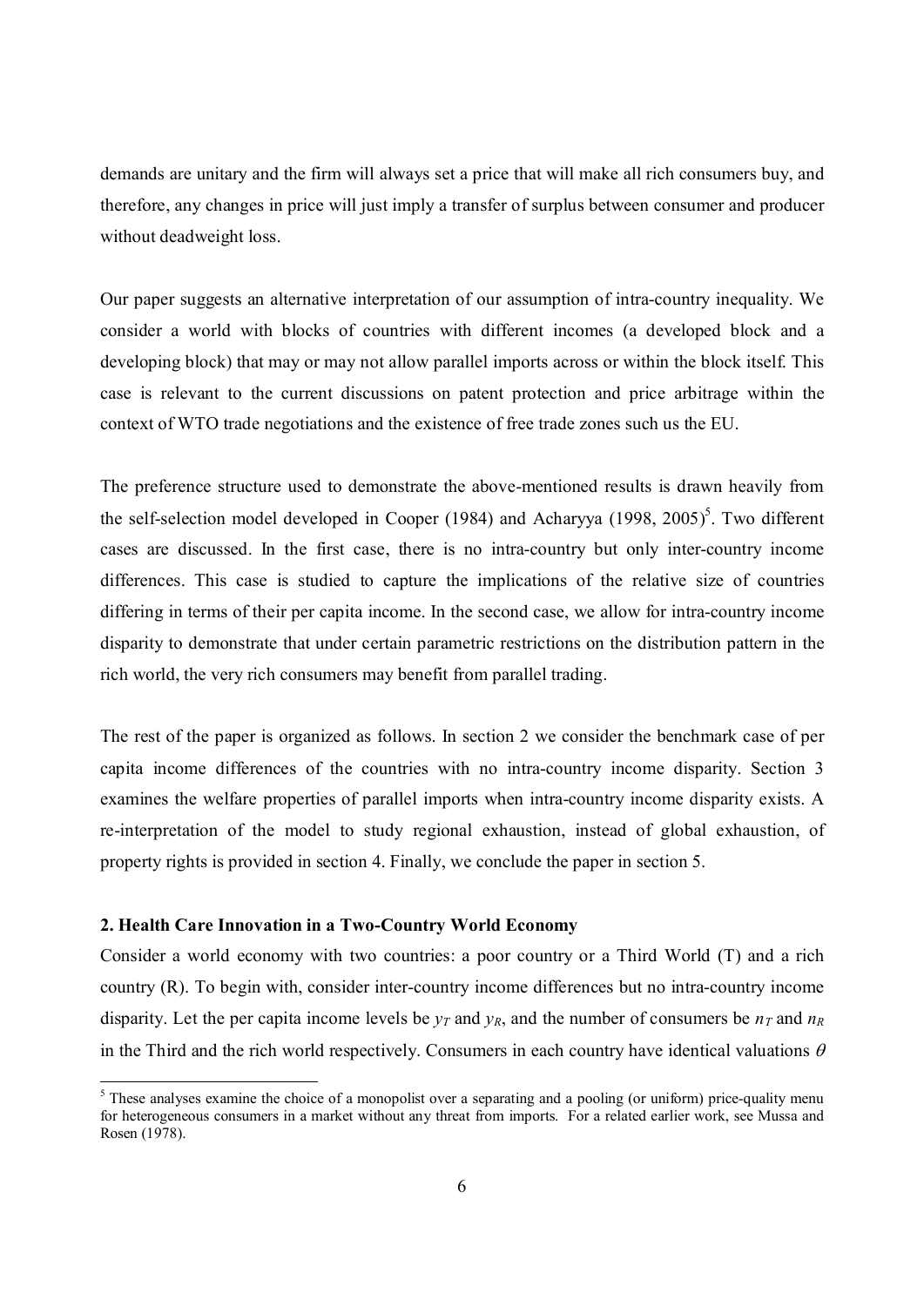demands are unitary and the firm will always set a price that will make all rich consumers buy, and therefore, any changes in price will just imply a transfer of surplus between consumer and producer without deadweight loss.

Our paper suggests an alternative interpretation of our assumption of intra-country inequality. We consider a world with blocks of countries with different incomes (a developed block and a developing block) that may or may not allow parallel imports across or within the block itself. This case is relevant to the current discussions on patent protection and price arbitrage within the context of WTO trade negotiations and the existence of free trade zones such us the EU.

The preference structure used to demonstrate the above-mentioned results is drawn heavily from the self-selection model developed in Cooper (1984) and Acharyya (1998, 2005)[5]. Two different cases are discussed. In the first case, there is no intra-country but only inter-country income differences. This case is studied to capture the implications of the relative size of countries differing in terms of their per capita income. In the second case, we allow for intra-country income disparity to demonstrate that under certain parametric restrictions on the distribution pattern in the rich world, the very rich consumers may benefit from parallel trading.

The rest of the paper is organized as follows. In section 2 we consider the benchmark case of per capita income differences of the countries with no intra-country income disparity. Section 3 examines the welfare properties of parallel imports when intra-country income disparity exists. A re-interpretation of the model to study regional exhaustion, instead of global exhaustion, of property rights is provided in section 4. Finally, we conclude the paper in section 5.

## 2. Health Care Innovation in a Two-Country World Economy

Consider a world economy with two countries: a poor country or a Third World (T) and a rich country (R). To begin with, consider inter-country income differences but no intra-country income disparity. Let the per capita income levels be $y_T$ and $y_R$, and the number of consumers be $n_T$ and $n_R$ in the Third and the rich world respectively. Consumers in each country have identical valuations $\theta$

[5] These analyses examine the choice of a monopolist over a separating and a pooling (or uniform) price-quality menu for heterogeneous consumers in a market without any threat from imports. For a related earlier work, see Mussa and Rosen (1978).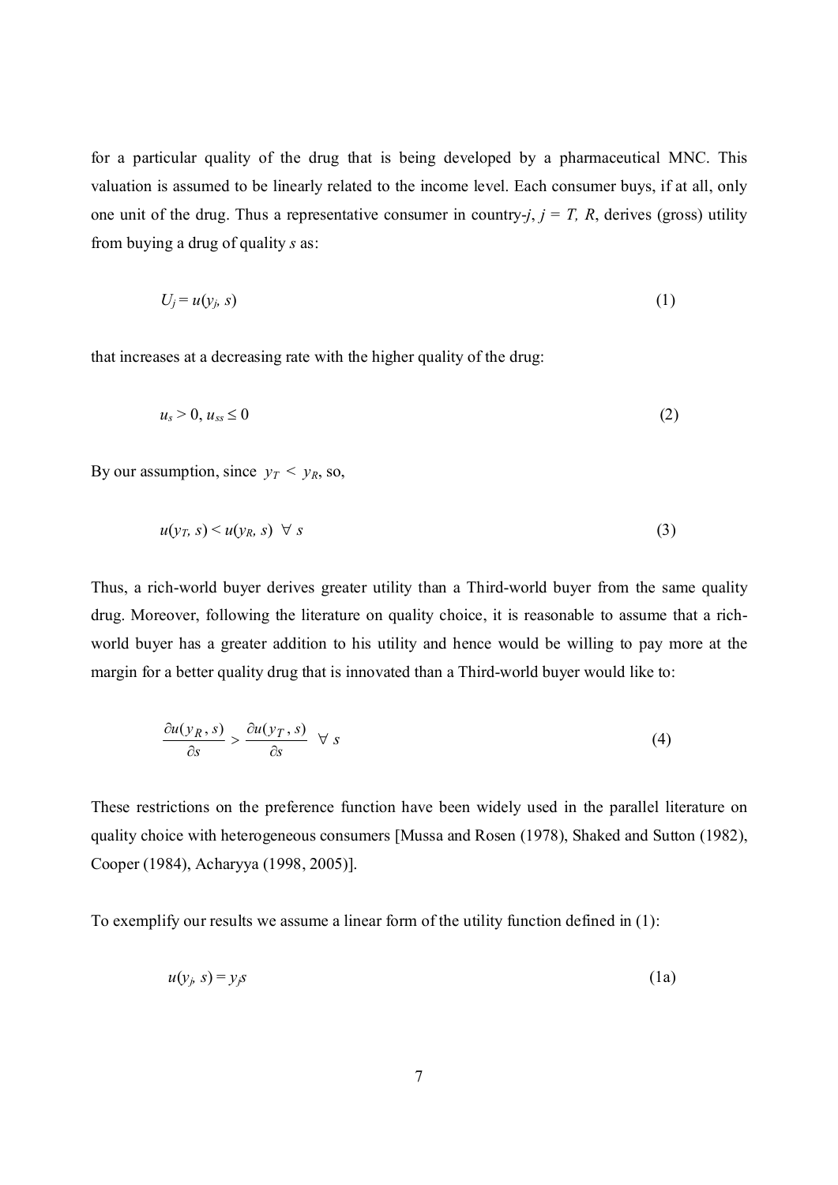for a particular quality of the drug that is being developed by a pharmaceutical MNC. This valuation is assumed to be linearly related to the income level. Each consumer buys, if at all, only one unit of the drug. Thus a representative consumer in country-$j$, $j = T, R$, derives (gross) utility from buying a drug of quality $s$ as:

$$U_j = u(y_j, s) \tag{1}$$

that increases at a decreasing rate with the higher quality of the drug:

$$u_s > 0, u_{ss} \leq 0 \tag{2}$$

By our assumption, since $y_T < y_R$, so,

$$u(y_T, s) < u(y_R, s) \;\; \forall \; s \tag{3}$$

Thus, a rich-world buyer derives greater utility than a Third-world buyer from the same quality drug. Moreover, following the literature on quality choice, it is reasonable to assume that a rich-world buyer has a greater addition to his utility and hence would be willing to pay more at the margin for a better quality drug that is innovated than a Third-world buyer would like to:

$$\frac{\partial u(y_R, s)}{\partial s} > \frac{\partial u(y_T, s)}{\partial s} \;\; \forall \; s \tag{4}$$

These restrictions on the preference function have been widely used in the parallel literature on quality choice with heterogeneous consumers [Mussa and Rosen (1978), Shaked and Sutton (1982), Cooper (1984), Acharyya (1998, 2005)].

To exemplify our results we assume a linear form of the utility function defined in (1):

$$u(y_j, s) = y_j s \tag{1a}$$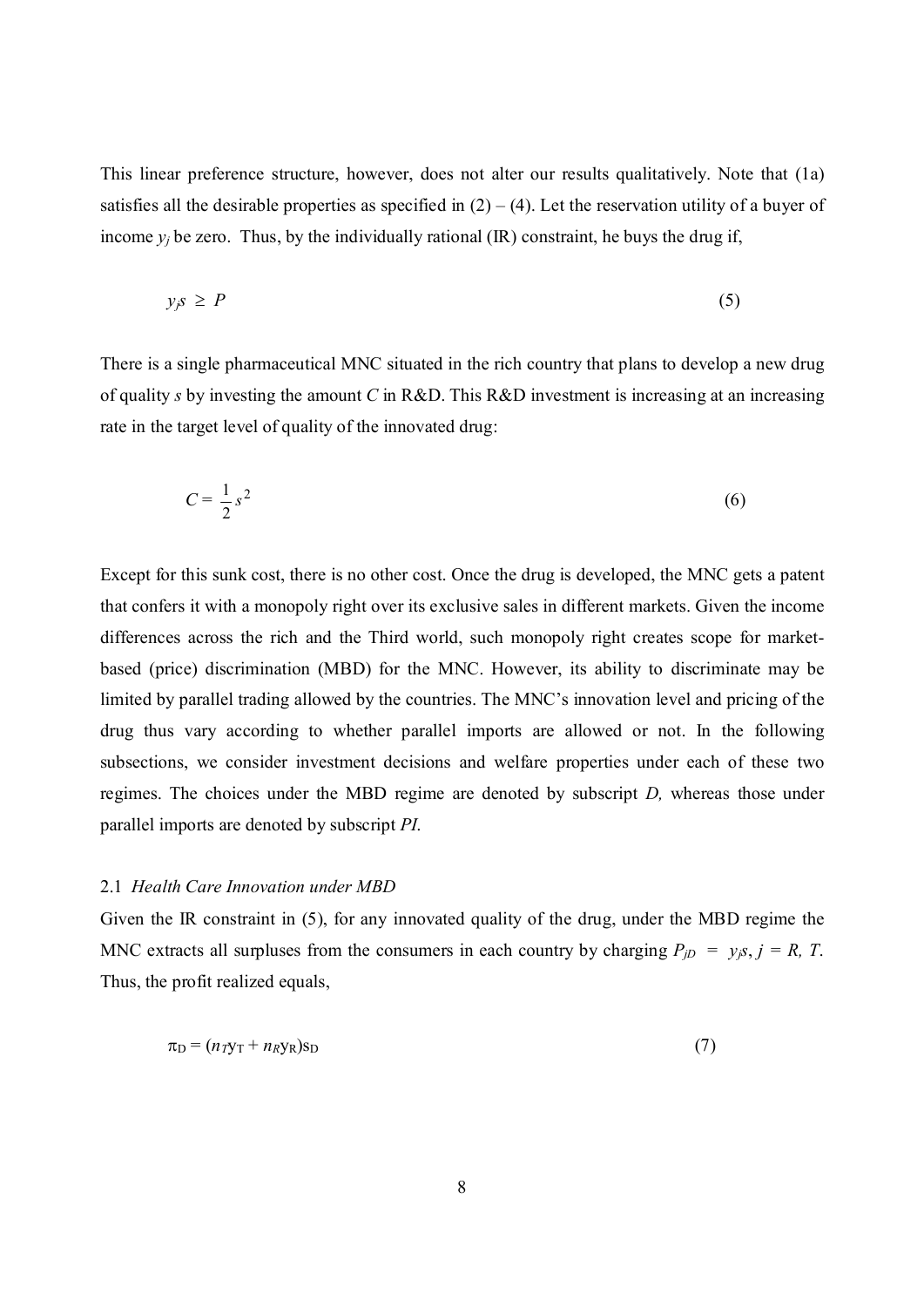This linear preference structure, however, does not alter our results qualitatively. Note that (1a) satisfies all the desirable properties as specified in (2) – (4). Let the reservation utility of a buyer of income $y_j$ be zero. Thus, by the individually rational (IR) constraint, he buys the drug if,

$$y_j s \geq P \tag{5}$$

There is a single pharmaceutical MNC situated in the rich country that plans to develop a new drug of quality $s$ by investing the amount $C$ in R&D. This R&D investment is increasing at an increasing rate in the target level of quality of the innovated drug:

$$C = \frac{1}{2}s^2 \tag{6}$$

Except for this sunk cost, there is no other cost. Once the drug is developed, the MNC gets a patent that confers it with a monopoly right over its exclusive sales in different markets. Given the income differences across the rich and the Third world, such monopoly right creates scope for market-based (price) discrimination (MBD) for the MNC. However, its ability to discriminate may be limited by parallel trading allowed by the countries. The MNC's innovation level and pricing of the drug thus vary according to whether parallel imports are allowed or not. In the following subsections, we consider investment decisions and welfare properties under each of these two regimes. The choices under the MBD regime are denoted by subscript *D,* whereas those under parallel imports are denoted by subscript *PI.*

### 2.1 *Health Care Innovation under MBD*

Given the IR constraint in (5), for any innovated quality of the drug, under the MBD regime the MNC extracts all surpluses from the consumers in each country by charging $P_{jD} = y_j s$, $j = R, T$. Thus, the profit realized equals,

$$\pi_D = (n_T y_T + n_R y_R) s_D \tag{7}$$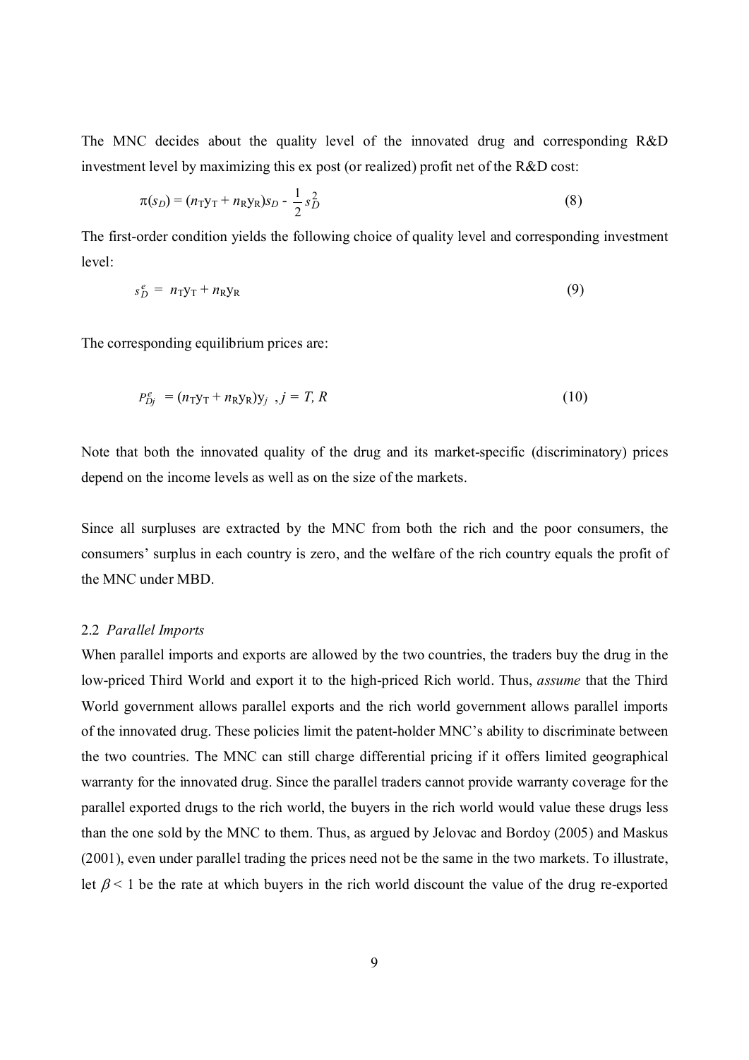The MNC decides about the quality level of the innovated drug and corresponding R&D investment level by maximizing this ex post (or realized) profit net of the R&D cost:

$$\pi(s_D) = (n_T y_T + n_R y_R)s_D - \frac{1}{2}s_D^2 \tag{8}$$

The first-order condition yields the following choice of quality level and corresponding investment level:

$$s_D^e = n_T y_T + n_R y_R \tag{9}$$

The corresponding equilibrium prices are:

$$P_{Dj}^e = (n_T y_T + n_R y_R)y_j \;, j = T, R \tag{10}$$

Note that both the innovated quality of the drug and its market-specific (discriminatory) prices depend on the income levels as well as on the size of the markets.

Since all surpluses are extracted by the MNC from both the rich and the poor consumers, the consumers' surplus in each country is zero, and the welfare of the rich country equals the profit of the MNC under MBD.

## 2.2 *Parallel Imports*

When parallel imports and exports are allowed by the two countries, the traders buy the drug in the low-priced Third World and export it to the high-priced Rich world. Thus, *assume* that the Third World government allows parallel exports and the rich world government allows parallel imports of the innovated drug. These policies limit the patent-holder MNC's ability to discriminate between the two countries. The MNC can still charge differential pricing if it offers limited geographical warranty for the innovated drug. Since the parallel traders cannot provide warranty coverage for the parallel exported drugs to the rich world, the buyers in the rich world would value these drugs less than the one sold by the MNC to them. Thus, as argued by Jelovac and Bordoy (2005) and Maskus (2001), even under parallel trading the prices need not be the same in the two markets. To illustrate, let $\beta < 1$ be the rate at which buyers in the rich world discount the value of the drug re-exported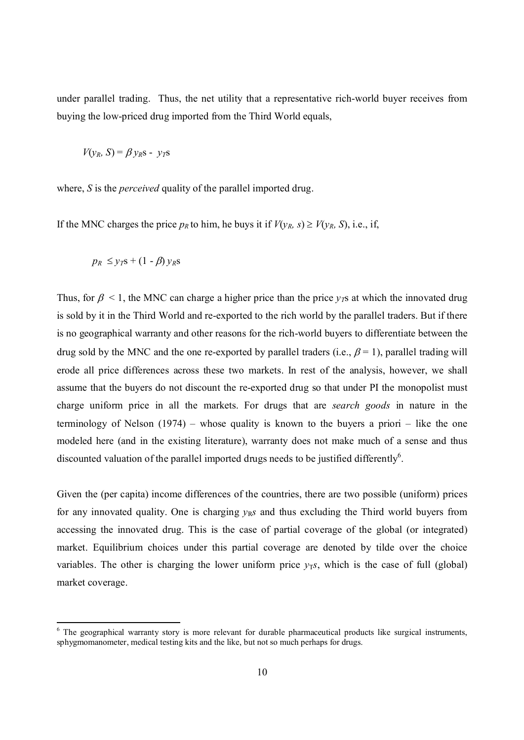under parallel trading. Thus, the net utility that a representative rich-world buyer receives from buying the low-priced drug imported from the Third World equals,

$$V(y_R, S) = \beta\, y_R s - y_T s$$

where, $S$ is the *perceived* quality of the parallel imported drug.

If the MNC charges the price $p_R$ to him, he buys it if $V(y_R, s) \geq V(y_R, S)$, i.e., if,

$$p_R \leq y_T s + (1 - \beta)\, y_R s$$

Thus, for $\beta < 1$, the MNC can charge a higher price than the price $y_T s$ at which the innovated drug is sold by it in the Third World and re-exported to the rich world by the parallel traders. But if there is no geographical warranty and other reasons for the rich-world buyers to differentiate between the drug sold by the MNC and the one re-exported by parallel traders (i.e., $\beta = 1$), parallel trading will erode all price differences across these two markets. In rest of the analysis, however, we shall assume that the buyers do not discount the re-exported drug so that under PI the monopolist must charge uniform price in all the markets. For drugs that are *search goods* in nature in the terminology of Nelson (1974) – whose quality is known to the buyers a priori – like the one modeled here (and in the existing literature), warranty does not make much of a sense and thus discounted valuation of the parallel imported drugs needs to be justified differently[6].

Given the (per capita) income differences of the countries, there are two possible (uniform) prices for any innovated quality. One is charging $y_R s$ and thus excluding the Third world buyers from accessing the innovated drug. This is the case of partial coverage of the global (or integrated) market. Equilibrium choices under this partial coverage are denoted by tilde over the choice variables. The other is charging the lower uniform price $y_T s$, which is the case of full (global) market coverage.

[6] The geographical warranty story is more relevant for durable pharmaceutical products like surgical instruments, sphygmomanometer, medical testing kits and the like, but not so much perhaps for drugs.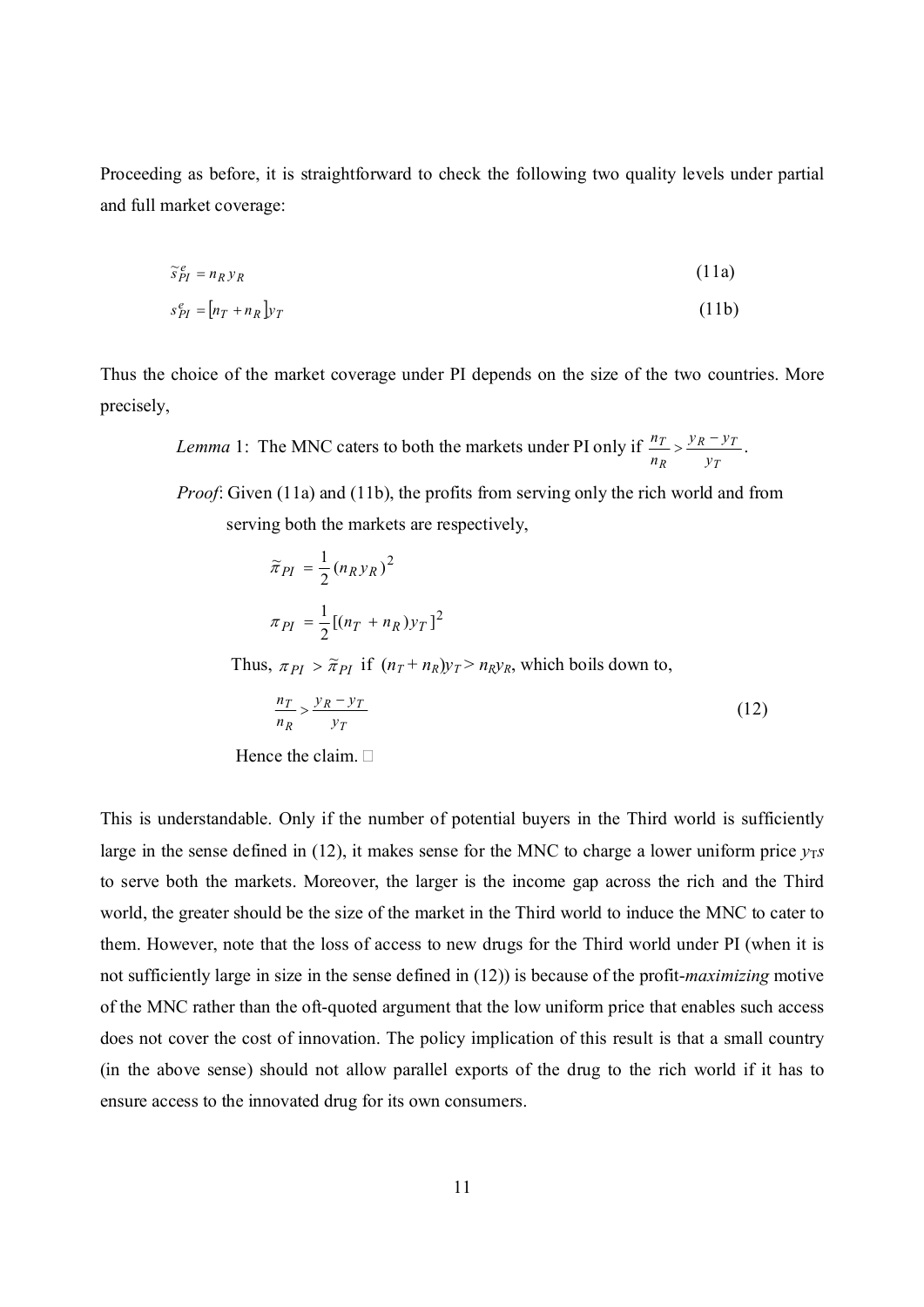Proceeding as before, it is straightforward to check the following two quality levels under partial and full market coverage:

$$\tilde{s}_{PI}^{e} = n_R y_R \tag{11a}$$

$$s_{PI}^{e} = [n_T + n_R] y_T \tag{11b}$$

Thus the choice of the market coverage under PI depends on the size of the two countries. More precisely,

> *Lemma* 1: The MNC caters to both the markets under PI only if $\frac{n_T}{n_R} > \frac{y_R - y_T}{y_T}$.
>
> *Proof*: Given (11a) and (11b), the profits from serving only the rich world and from serving both the markets are respectively,
>
> $$\tilde{\pi}_{PI} = \frac{1}{2}(n_R y_R)^2$$
>
> $$\pi_{PI} = \frac{1}{2}[(n_T + n_R) y_T]^2$$
>
> Thus, $\pi_{PI} > \tilde{\pi}_{PI}$ if $(n_T + n_R)y_T > n_R y_R$, which boils down to,
>
> $$\frac{n_T}{n_R} > \frac{y_R - y_T}{y_T} \tag{12}$$
>
> Hence the claim. □

This is understandable. Only if the number of potential buyers in the Third world is sufficiently large in the sense defined in (12), it makes sense for the MNC to charge a lower uniform price $y_T s$ to serve both the markets. Moreover, the larger is the income gap across the rich and the Third world, the greater should be the size of the market in the Third world to induce the MNC to cater to them. However, note that the loss of access to new drugs for the Third world under PI (when it is not sufficiently large in size in the sense defined in (12)) is because of the profit-*maximizing* motive of the MNC rather than the oft-quoted argument that the low uniform price that enables such access does not cover the cost of innovation. The policy implication of this result is that a small country (in the above sense) should not allow parallel exports of the drug to the rich world if it has to ensure access to the innovated drug for its own consumers.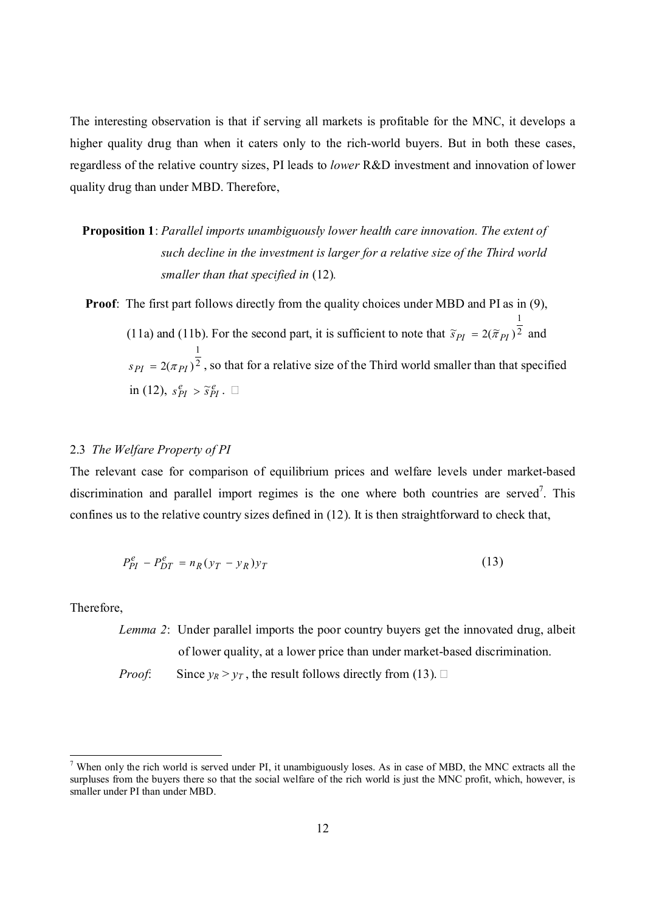The interesting observation is that if serving all markets is profitable for the MNC, it develops a higher quality drug than when it caters only to the rich-world buyers. But in both these cases, regardless of the relative country sizes, PI leads to *lower* R&D investment and innovation of lower quality drug than under MBD. Therefore,

**Proposition 1**: *Parallel imports unambiguously lower health care innovation. The extent of such decline in the investment is larger for a relative size of the Third world smaller than that specified in* (12)*.*

**Proof**: The first part follows directly from the quality choices under MBD and PI as in (9), (11a) and (11b). For the second part, it is sufficient to note that $\tilde{s}_{PI} = 2(\tilde{\pi}_{PI})^{\frac{1}{2}}$ and $s_{PI} = 2(\pi_{PI})^{\frac{1}{2}}$, so that for a relative size of the Third world smaller than that specified in (12), $s_{PI}^{e} > \tilde{s}_{PI}^{e}$. □

## 2.3 *The Welfare Property of PI*

The relevant case for comparison of equilibrium prices and welfare levels under market-based discrimination and parallel import regimes is the one where both countries are served[7]. This confines us to the relative country sizes defined in (12). It is then straightforward to check that,

$$P_{PI}^{e} - P_{DT}^{e} = n_R(y_T - y_R)y_T \tag{13}$$

Therefore,

*Lemma 2*: Under parallel imports the poor country buyers get the innovated drug, albeit of lower quality, at a lower price than under market-based discrimination.

*Proof*: Since $y_R > y_T$, the result follows directly from (13). □

---

[7] When only the rich world is served under PI, it unambiguously loses. As in case of MBD, the MNC extracts all the surpluses from the buyers there so that the social welfare of the rich world is just the MNC profit, which, however, is smaller under PI than under MBD.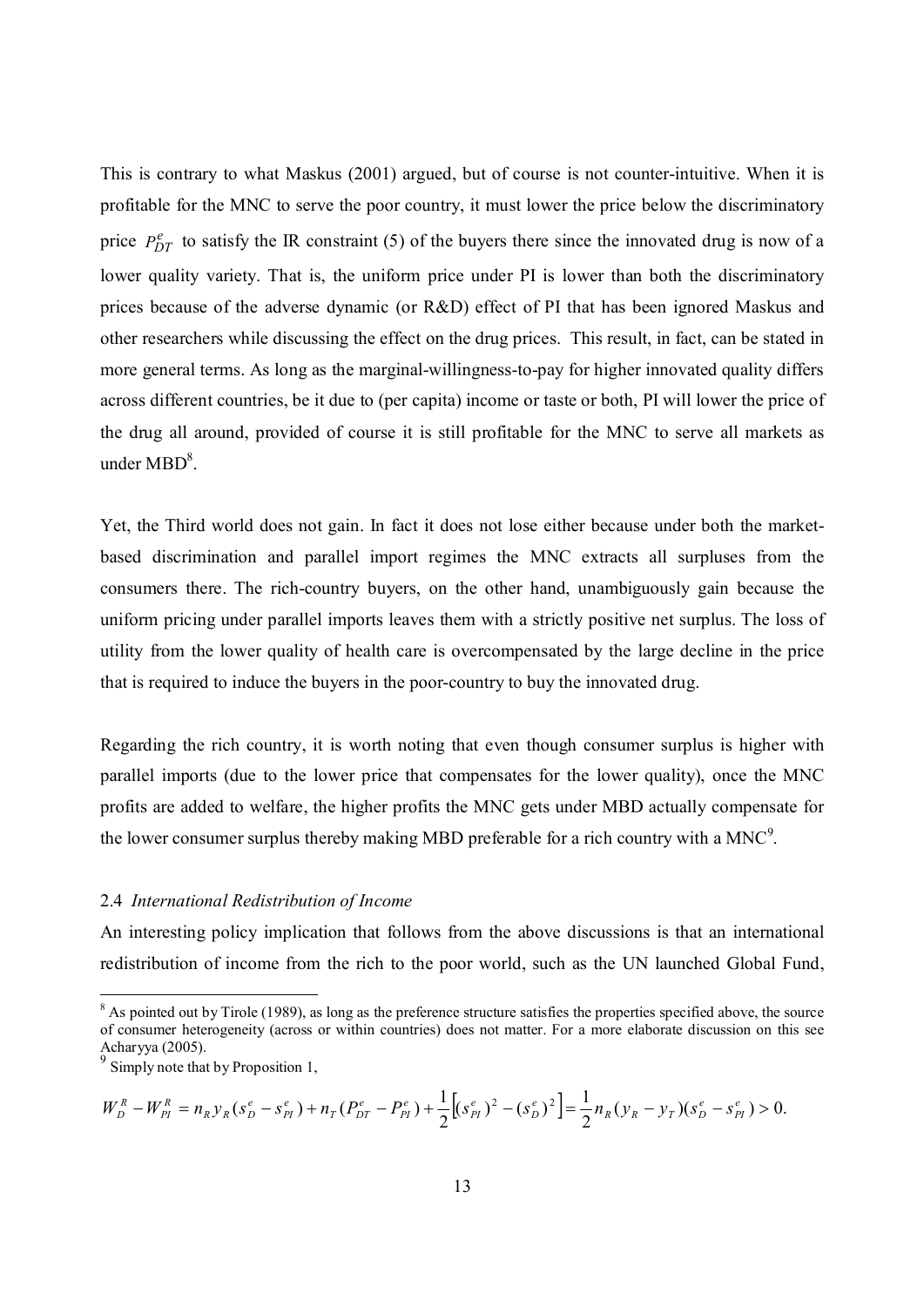This is contrary to what Maskus (2001) argued, but of course is not counter-intuitive. When it is profitable for the MNC to serve the poor country, it must lower the price below the discriminatory price $P_{DT}^{e}$ to satisfy the IR constraint (5) of the buyers there since the innovated drug is now of a lower quality variety. That is, the uniform price under PI is lower than both the discriminatory prices because of the adverse dynamic (or R&D) effect of PI that has been ignored Maskus and other researchers while discussing the effect on the drug prices. This result, in fact, can be stated in more general terms. As long as the marginal-willingness-to-pay for higher innovated quality differs across different countries, be it due to (per capita) income or taste or both, PI will lower the price of the drug all around, provided of course it is still profitable for the MNC to serve all markets as under MBD[8].

Yet, the Third world does not gain. In fact it does not lose either because under both the market-based discrimination and parallel import regimes the MNC extracts all surpluses from the consumers there. The rich-country buyers, on the other hand, unambiguously gain because the uniform pricing under parallel imports leaves them with a strictly positive net surplus. The loss of utility from the lower quality of health care is overcompensated by the large decline in the price that is required to induce the buyers in the poor-country to buy the innovated drug.

Regarding the rich country, it is worth noting that even though consumer surplus is higher with parallel imports (due to the lower price that compensates for the lower quality), once the MNC profits are added to welfare, the higher profits the MNC gets under MBD actually compensate for the lower consumer surplus thereby making MBD preferable for a rich country with a MNC[9].

### 2.4 *International Redistribution of Income*

An interesting policy implication that follows from the above discussions is that an international redistribution of income from the rich to the poor world, such as the UN launched Global Fund,

---

[8] As pointed out by Tirole (1989), as long as the preference structure satisfies the properties specified above, the source of consumer heterogeneity (across or within countries) does not matter. For a more elaborate discussion on this see Acharyya (2005).

[9] Simply note that by Proposition 1,

$$W_{D}^{R} - W_{PI}^{R} = n_{R} y_{R} (s_{D}^{e} - s_{PI}^{e}) + n_{T} (P_{DT}^{e} - P_{PI}^{e}) + \frac{1}{2}\left[(s_{PI}^{e})^{2} - (s_{D}^{e})^{2}\right] = \frac{1}{2} n_{R} (y_{R} - y_{T})(s_{D}^{e} - s_{PI}^{e}) > 0.$$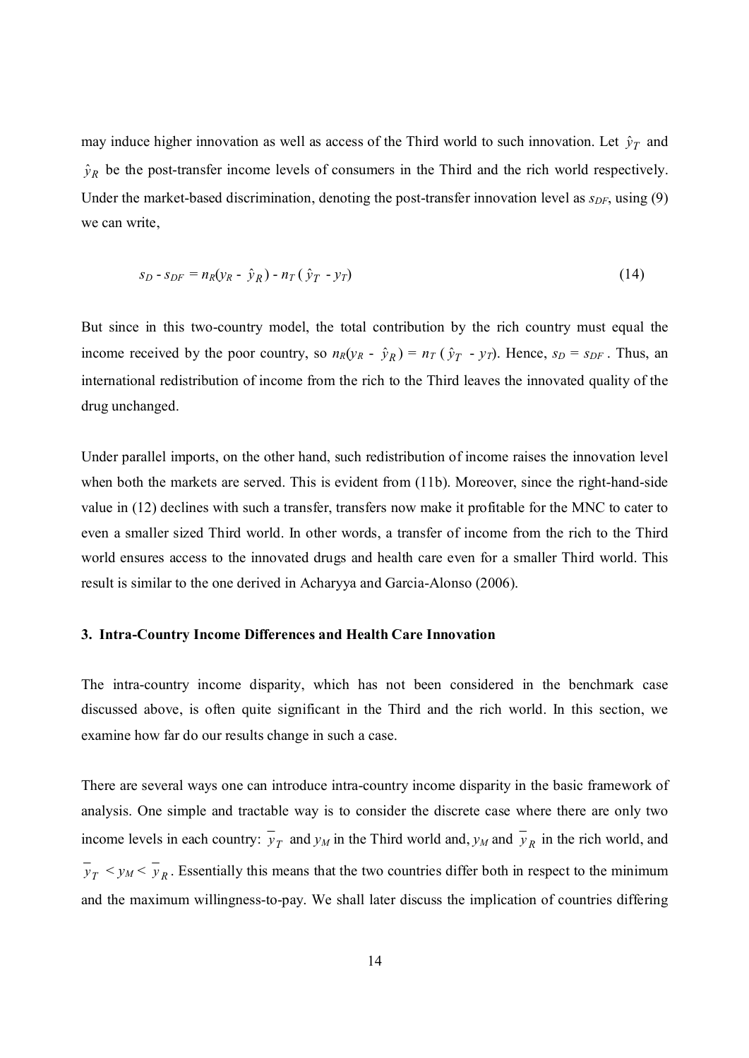may induce higher innovation as well as access of the Third world to such innovation. Let $\hat{y}_T$ and $\hat{y}_R$ be the post-transfer income levels of consumers in the Third and the rich world respectively. Under the market-based discrimination, denoting the post-transfer innovation level as $s_{DF}$, using (9) we can write,

$$s_D - s_{DF} = n_R(y_R - \hat{y}_R) - n_T(\hat{y}_T - y_T) \tag{14}$$

But since in this two-country model, the total contribution by the rich country must equal the income received by the poor country, so $n_R(y_R - \hat{y}_R) = n_T(\hat{y}_T - y_T)$. Hence, $s_D = s_{DF}$. Thus, an international redistribution of income from the rich to the Third leaves the innovated quality of the drug unchanged.

Under parallel imports, on the other hand, such redistribution of income raises the innovation level when both the markets are served. This is evident from (11b). Moreover, since the right-hand-side value in (12) declines with such a transfer, transfers now make it profitable for the MNC to cater to even a smaller sized Third world. In other words, a transfer of income from the rich to the Third world ensures access to the innovated drugs and health care even for a smaller Third world. This result is similar to the one derived in Acharyya and Garcia-Alonso (2006).

### 3. Intra-Country Income Differences and Health Care Innovation

The intra-country income disparity, which has not been considered in the benchmark case discussed above, is often quite significant in the Third and the rich world. In this section, we examine how far do our results change in such a case.

There are several ways one can introduce intra-country income disparity in the basic framework of analysis. One simple and tractable way is to consider the discrete case where there are only two income levels in each country: $\overline{y}_T$ and $y_M$ in the Third world and, $y_M$ and $\overline{y}_R$ in the rich world, and $\overline{y}_T < y_M < \overline{y}_R$. Essentially this means that the two countries differ both in respect to the minimum and the maximum willingness-to-pay. We shall later discuss the implication of countries differing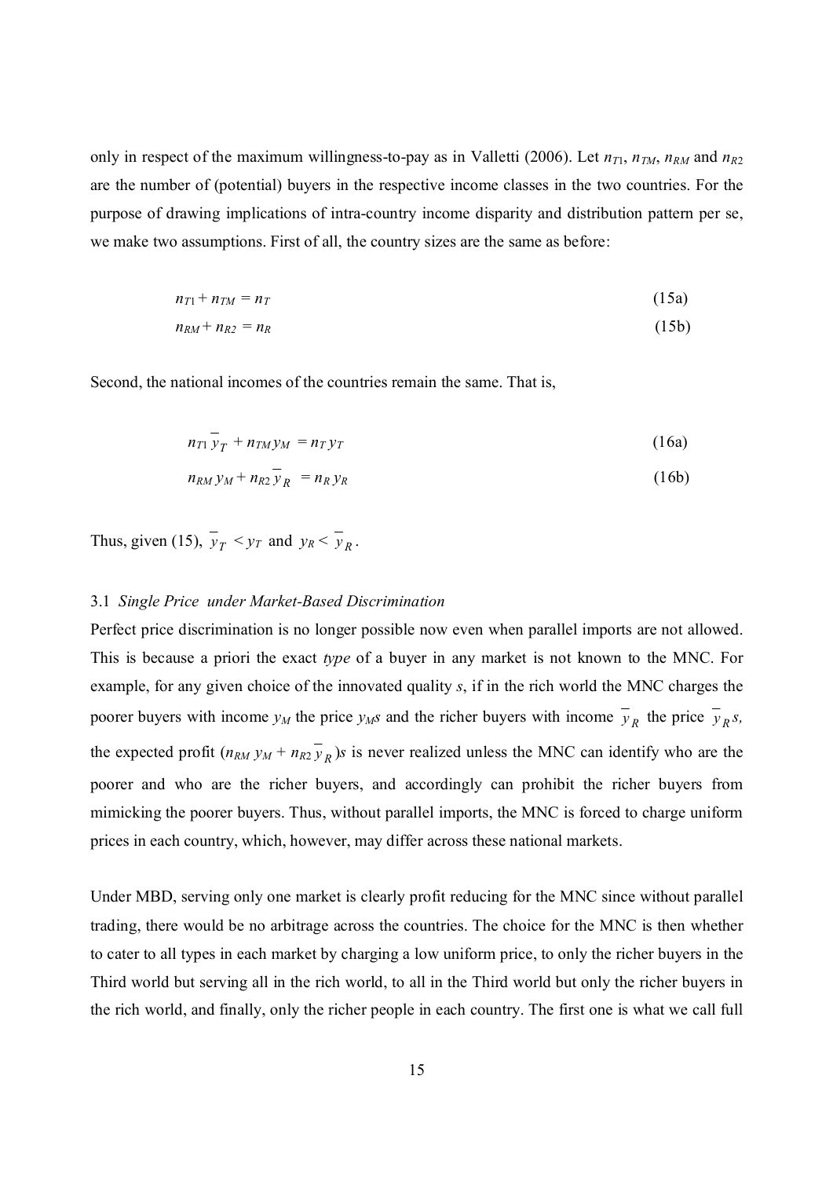only in respect of the maximum willingness-to-pay as in Valletti (2006). Let $n_{T1}$, $n_{TM}$, $n_{RM}$ and $n_{R2}$ are the number of (potential) buyers in the respective income classes in the two countries. For the purpose of drawing implications of intra-country income disparity and distribution pattern per se, we make two assumptions. First of all, the country sizes are the same as before:

$$n_{T1} + n_{TM} = n_T \tag{15a}$$

$$n_{RM} + n_{R2} = n_R \tag{15b}$$

Second, the national incomes of the countries remain the same. That is,

$$n_{T1}\,\overline{y}_T + n_{TM}\,y_M = n_T\,y_T \tag{16a}$$

$$n_{RM}\,y_M + n_{R2}\,\overline{y}_R = n_R\,y_R \tag{16b}$$

Thus, given (15), $\overline{y}_T < y_T$ and $y_R < \overline{y}_R$.

### 3.1 *Single Price under Market-Based Discrimination*

Perfect price discrimination is no longer possible now even when parallel imports are not allowed. This is because a priori the exact *type* of a buyer in any market is not known to the MNC. For example, for any given choice of the innovated quality *s*, if in the rich world the MNC charges the poorer buyers with income $y_M$ the price $y_M s$ and the richer buyers with income $\overline{y}_R$ the price $\overline{y}_R s$, the expected profit $(n_{RM}\,y_M + n_{R2}\,\overline{y}_R)s$ is never realized unless the MNC can identify who are the poorer and who are the richer buyers, and accordingly can prohibit the richer buyers from mimicking the poorer buyers. Thus, without parallel imports, the MNC is forced to charge uniform prices in each country, which, however, may differ across these national markets.

Under MBD, serving only one market is clearly profit reducing for the MNC since without parallel trading, there would be no arbitrage across the countries. The choice for the MNC is then whether to cater to all types in each market by charging a low uniform price, to only the richer buyers in the Third world but serving all in the rich world, to all in the Third world but only the richer buyers in the rich world, and finally, only the richer people in each country. The first one is what we call full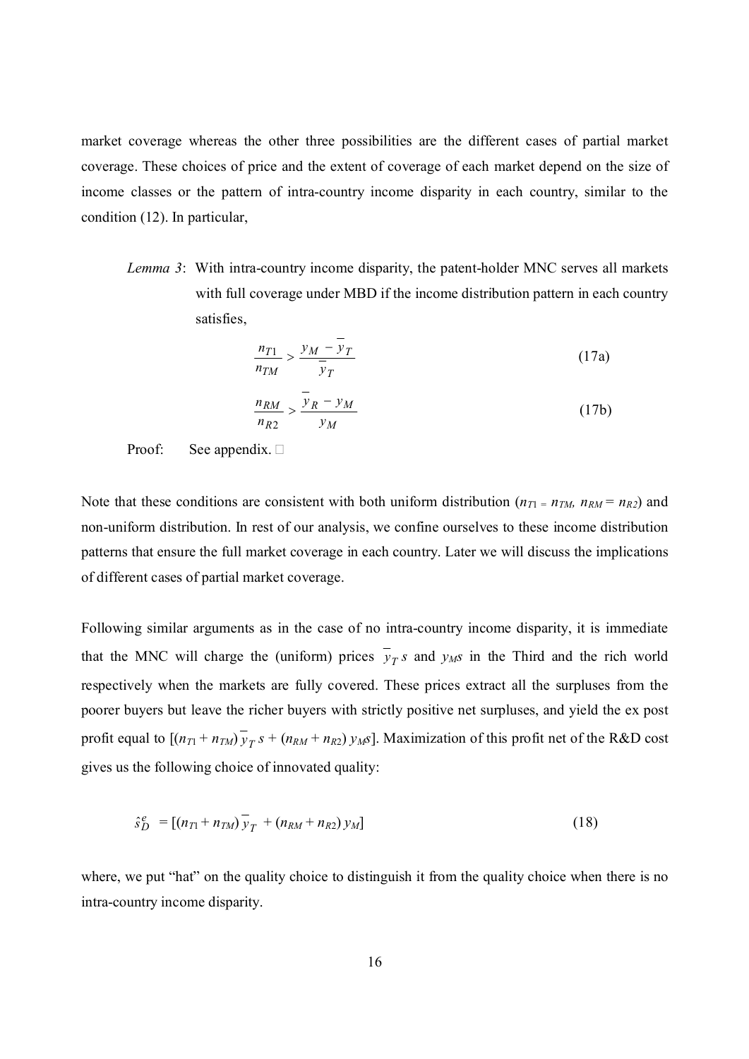market coverage whereas the other three possibilities are the different cases of partial market coverage. These choices of price and the extent of coverage of each market depend on the size of income classes or the pattern of intra-country income disparity in each country, similar to the condition (12). In particular,

> *Lemma 3*: With intra-country income disparity, the patent-holder MNC serves all markets with full coverage under MBD if the income distribution pattern in each country satisfies,
>
> $$\frac{n_{T1}}{n_{TM}} > \frac{y_M - \bar{y}_T}{\bar{y}_T} \tag{17a}$$
>
> $$\frac{n_{RM}}{n_{R2}} > \frac{\bar{y}_R - y_M}{y_M} \tag{17b}$$

Proof: See appendix. □

Note that these conditions are consistent with both uniform distribution ($n_{T1} = n_{TM}$, $n_{RM} = n_{R2}$) and non-uniform distribution. In rest of our analysis, we confine ourselves to these income distribution patterns that ensure the full market coverage in each country. Later we will discuss the implications of different cases of partial market coverage.

Following similar arguments as in the case of no intra-country income disparity, it is immediate that the MNC will charge the (uniform) prices $\bar{y}_T s$ and $y_M s$ in the Third and the rich world respectively when the markets are fully covered. These prices extract all the surpluses from the poorer buyers but leave the richer buyers with strictly positive net surpluses, and yield the ex post profit equal to $[(n_{T1} + n_{TM})\bar{y}_T s + (n_{RM} + n_{R2})\, y_M s]$. Maximization of this profit net of the R&D cost gives us the following choice of innovated quality:

$$\hat{s}_D^e = [(n_{T1} + n_{TM})\bar{y}_T + (n_{RM} + n_{R2})\, y_M] \tag{18}$$

where, we put "hat" on the quality choice to distinguish it from the quality choice when there is no intra-country income disparity.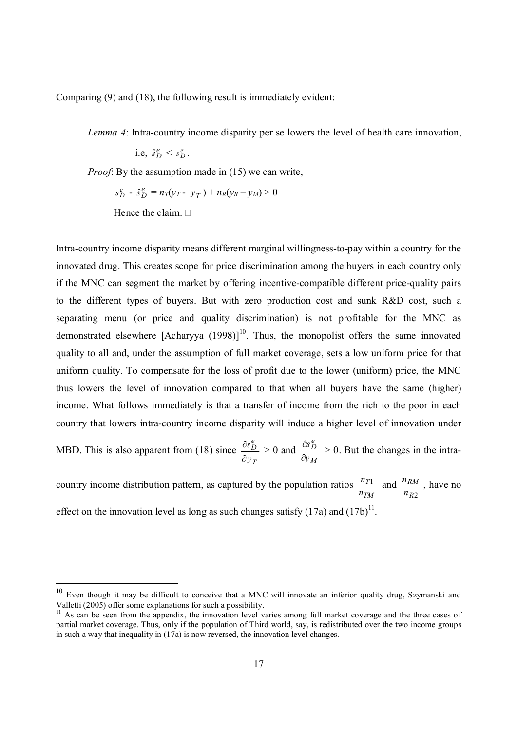Comparing (9) and (18), the following result is immediately evident:

*Lemma 4*: Intra-country income disparity per se lowers the level of health care innovation, i.e, $\hat{s}_D^e < s_D^e$.

*Proof*: By the assumption made in (15) we can write,

$$s_D^e - \hat{s}_D^e = n_T(y_T - \overline{y}_T) + n_R(y_R - y_M) > 0$$

Hence the claim. □

Intra-country income disparity means different marginal willingness-to-pay within a country for the innovated drug. This creates scope for price discrimination among the buyers in each country only if the MNC can segment the market by offering incentive-compatible different price-quality pairs to the different types of buyers. But with zero production cost and sunk R&D cost, such a separating menu (or price and quality discrimination) is not profitable for the MNC as demonstrated elsewhere [Acharyya (1998)][10]. Thus, the monopolist offers the same innovated quality to all and, under the assumption of full market coverage, sets a low uniform price for that uniform quality. To compensate for the loss of profit due to the lower (uniform) price, the MNC thus lowers the level of innovation compared to that when all buyers have the same (higher) income. What follows immediately is that a transfer of income from the rich to the poor in each country that lowers intra-country income disparity will induce a higher level of innovation under MBD. This is also apparent from (18) since $\frac{\partial s_D^e}{\partial \overline{y}_T} > 0$ and $\frac{\partial s_D^e}{\partial y_M} > 0$. But the changes in the intra-country income distribution pattern, as captured by the population ratios $\frac{n_{T1}}{n_{TM}}$ and $\frac{n_{RM}}{n_{R2}}$, have no effect on the innovation level as long as such changes satisfy (17a) and (17b)[11].

---

[10] Even though it may be difficult to conceive that a MNC will innovate an inferior quality drug, Szymanski and Valletti (2005) offer some explanations for such a possibility.

[11] As can be seen from the appendix, the innovation level varies among full market coverage and the three cases of partial market coverage. Thus, only if the population of Third world, say, is redistributed over the two income groups in such a way that inequality in (17a) is now reversed, the innovation level changes.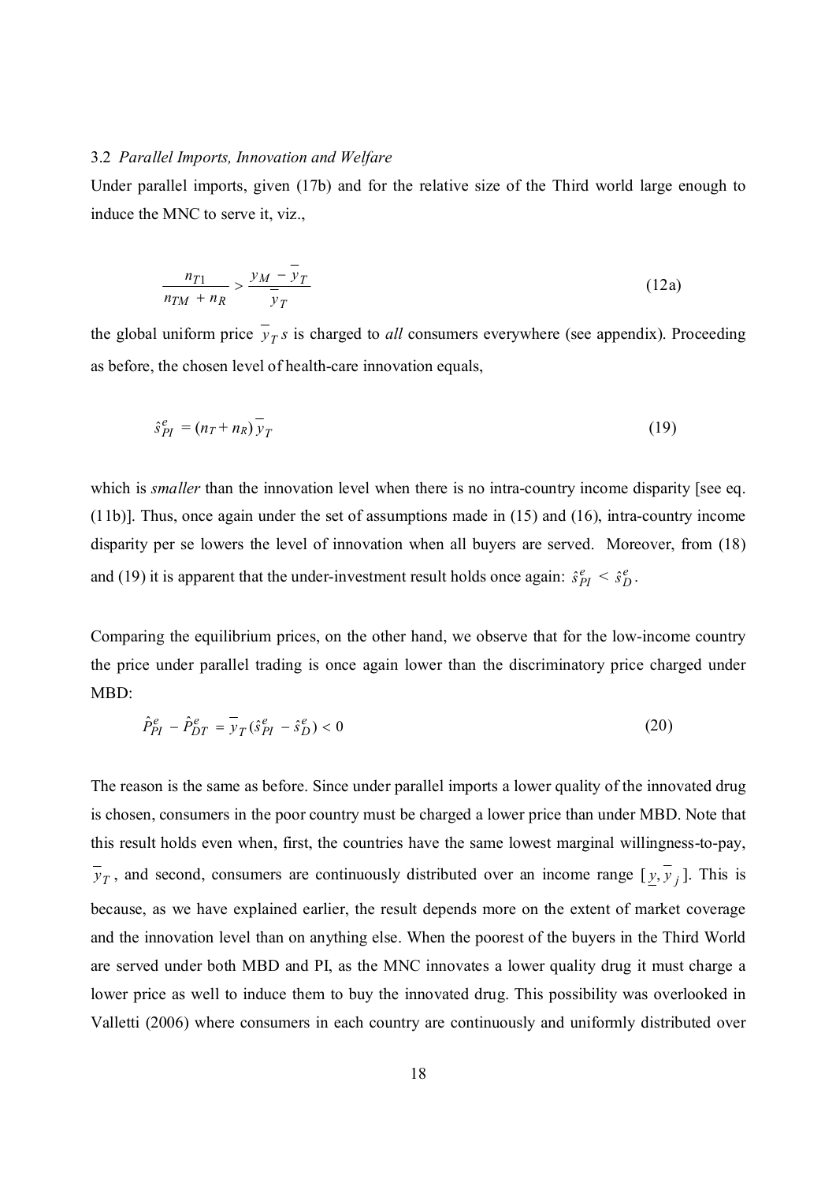### 3.2 *Parallel Imports, Innovation and Welfare*

Under parallel imports, given (17b) and for the relative size of the Third world large enough to induce the MNC to serve it, viz.,

$$\frac{n_{T1}}{n_{TM} + n_R} > \frac{y_M - \overline{y}_T}{\overline{y}_T} \tag{12a}$$

the global uniform price $\overline{y}_T s$ is charged to *all* consumers everywhere (see appendix). Proceeding as before, the chosen level of health-care innovation equals,

$$\hat{s}_{PI}^{e} = (n_T + n_R)\,\overline{y}_T \tag{19}$$

which is *smaller* than the innovation level when there is no intra-country income disparity [see eq. (11b)]. Thus, once again under the set of assumptions made in (15) and (16), intra-country income disparity per se lowers the level of innovation when all buyers are served. Moreover, from (18) and (19) it is apparent that the under-investment result holds once again: $\hat{s}_{PI}^{e} < \hat{s}_{D}^{e}$.

Comparing the equilibrium prices, on the other hand, we observe that for the low-income country the price under parallel trading is once again lower than the discriminatory price charged under MBD:

$$\hat{P}_{PI}^{e} - \hat{P}_{DT}^{e} = \overline{y}_T(\hat{s}_{PI}^{e} - \hat{s}_{D}^{e}) < 0 \tag{20}$$

The reason is the same as before. Since under parallel imports a lower quality of the innovated drug is chosen, consumers in the poor country must be charged a lower price than under MBD. Note that this result holds even when, first, the countries have the same lowest marginal willingness-to-pay, $\overline{y}_T$, and second, consumers are continuously distributed over an income range $[\underline{y}, \overline{y}_j]$. This is because, as we have explained earlier, the result depends more on the extent of market coverage and the innovation level than on anything else. When the poorest of the buyers in the Third World are served under both MBD and PI, as the MNC innovates a lower quality drug it must charge a lower price as well to induce them to buy the innovated drug. This possibility was overlooked in Valletti (2006) where consumers in each country are continuously and uniformly distributed over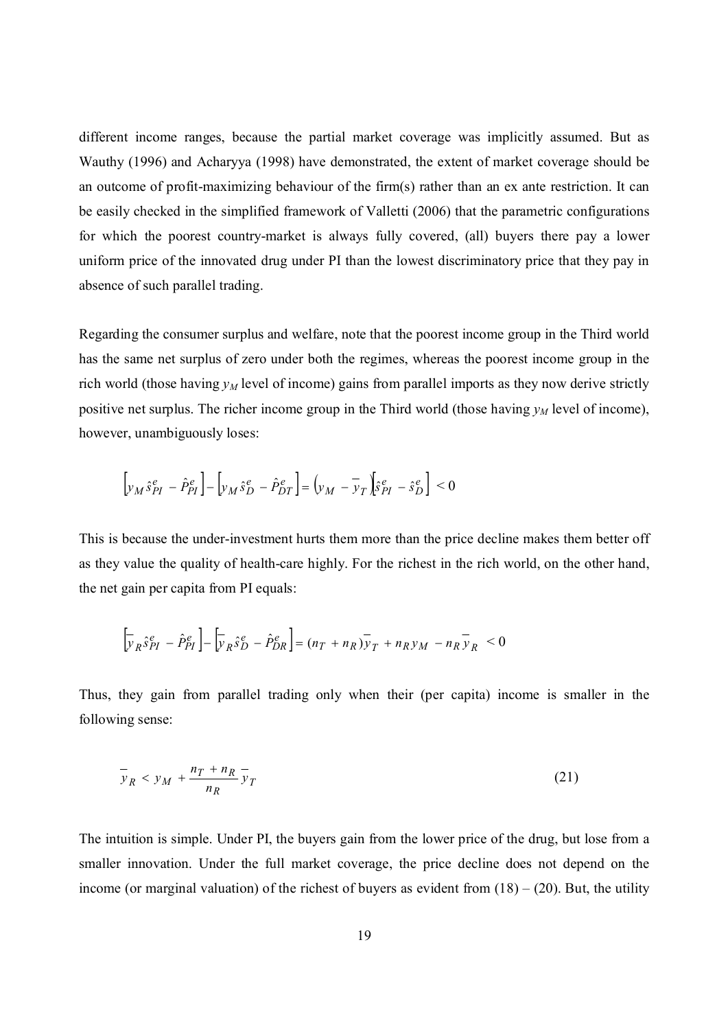different income ranges, because the partial market coverage was implicitly assumed. But as Wauthy (1996) and Acharyya (1998) have demonstrated, the extent of market coverage should be an outcome of profit-maximizing behaviour of the firm(s) rather than an ex ante restriction. It can be easily checked in the simplified framework of Valletti (2006) that the parametric configurations for which the poorest country-market is always fully covered, (all) buyers there pay a lower uniform price of the innovated drug under PI than the lowest discriminatory price that they pay in absence of such parallel trading.

Regarding the consumer surplus and welfare, note that the poorest income group in the Third world has the same net surplus of zero under both the regimes, whereas the poorest income group in the rich world (those having $y_M$ level of income) gains from parallel imports as they now derive strictly positive net surplus. The richer income group in the Third world (those having $y_M$ level of income), however, unambiguously loses:

$$\left[y_M \hat{s}_{PI}^e - \hat{P}_{PI}^e\right] - \left[y_M \hat{s}_D^e - \hat{P}_{DT}^e\right] = \left(y_M - \overline{y}_T\right)\left[\hat{s}_{PI}^e - \hat{s}_D^e\right] < 0$$

This is because the under-investment hurts them more than the price decline makes them better off as they value the quality of health-care highly. For the richest in the rich world, on the other hand, the net gain per capita from PI equals:

$$\left[\overline{y}_R \hat{s}_{PI}^e - \hat{P}_{PI}^e\right] - \left[\overline{y}_R \hat{s}_D^e - \hat{P}_{DR}^e\right] = (n_T + n_R)\overline{y}_T + n_R y_M - n_R \overline{y}_R < 0$$

Thus, they gain from parallel trading only when their (per capita) income is smaller in the following sense:

$$\overline{y}_R < y_M + \frac{n_T + n_R}{n_R}\overline{y}_T \tag{21}$$

The intuition is simple. Under PI, the buyers gain from the lower price of the drug, but lose from a smaller innovation. Under the full market coverage, the price decline does not depend on the income (or marginal valuation) of the richest of buyers as evident from (18) – (20). But, the utility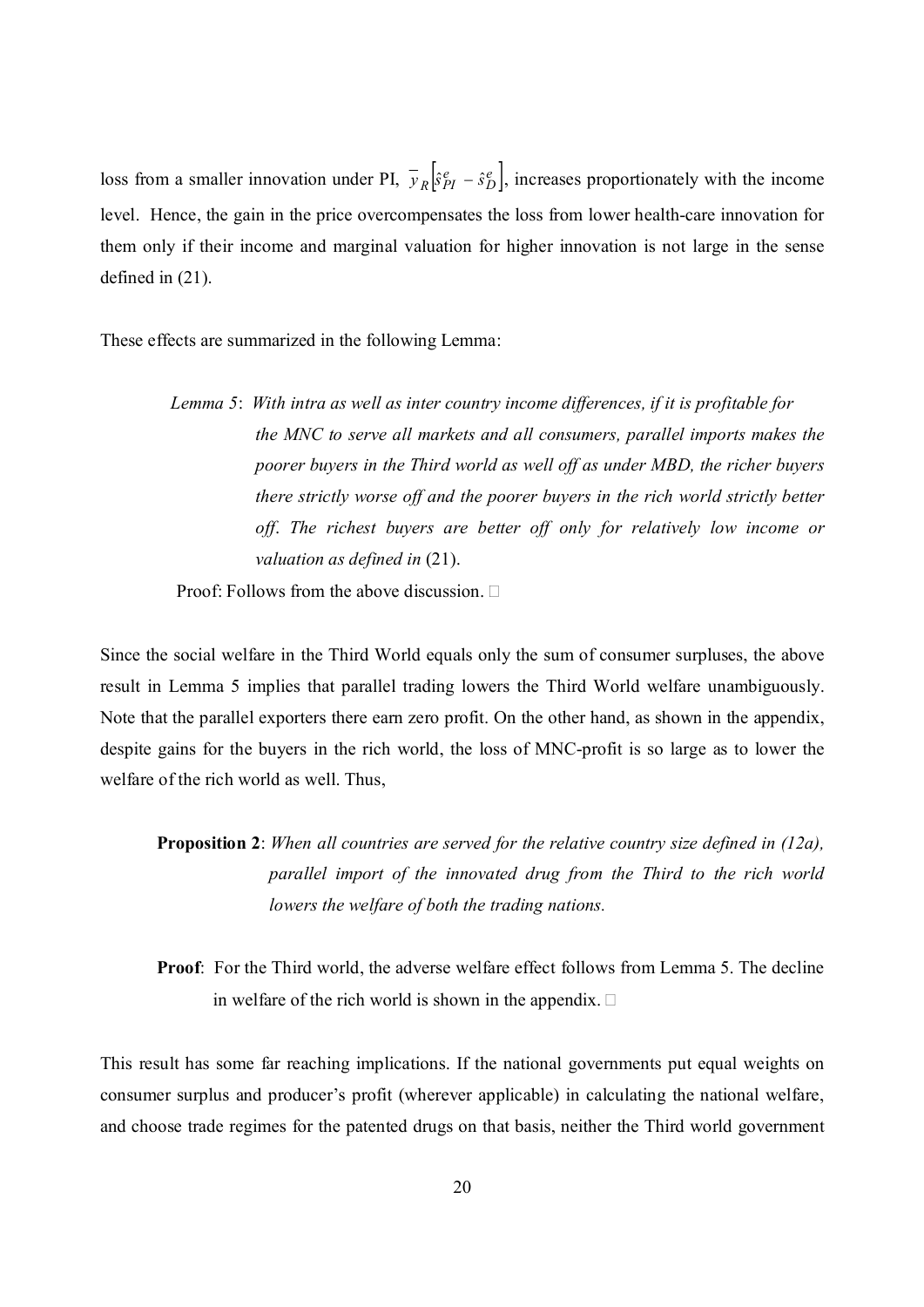loss from a smaller innovation under PI, $\overline{y}_R\left[\hat{s}^e_{PI} - \hat{s}^e_D\right]$, increases proportionately with the income level. Hence, the gain in the price overcompensates the loss from lower health-care innovation for them only if their income and marginal valuation for higher innovation is not large in the sense defined in (21).

These effects are summarized in the following Lemma:

> *Lemma 5*: *With intra as well as inter country income differences, if it is profitable for the MNC to serve all markets and all consumers, parallel imports makes the poorer buyers in the Third world as well off as under MBD, the richer buyers there strictly worse off and the poorer buyers in the rich world strictly better off. The richest buyers are better off only for relatively low income or valuation as defined in* (21).
>
> Proof: Follows from the above discussion. □

Since the social welfare in the Third World equals only the sum of consumer surpluses, the above result in Lemma 5 implies that parallel trading lowers the Third World welfare unambiguously. Note that the parallel exporters there earn zero profit. On the other hand, as shown in the appendix, despite gains for the buyers in the rich world, the loss of MNC-profit is so large as to lower the welfare of the rich world as well. Thus,

> **Proposition 2**: *When all countries are served for the relative country size defined in (12a), parallel import of the innovated drug from the Third to the rich world lowers the welfare of both the trading nations.*
>
> **Proof**: For the Third world, the adverse welfare effect follows from Lemma 5. The decline in welfare of the rich world is shown in the appendix. □

This result has some far reaching implications. If the national governments put equal weights on consumer surplus and producer's profit (wherever applicable) in calculating the national welfare, and choose trade regimes for the patented drugs on that basis, neither the Third world government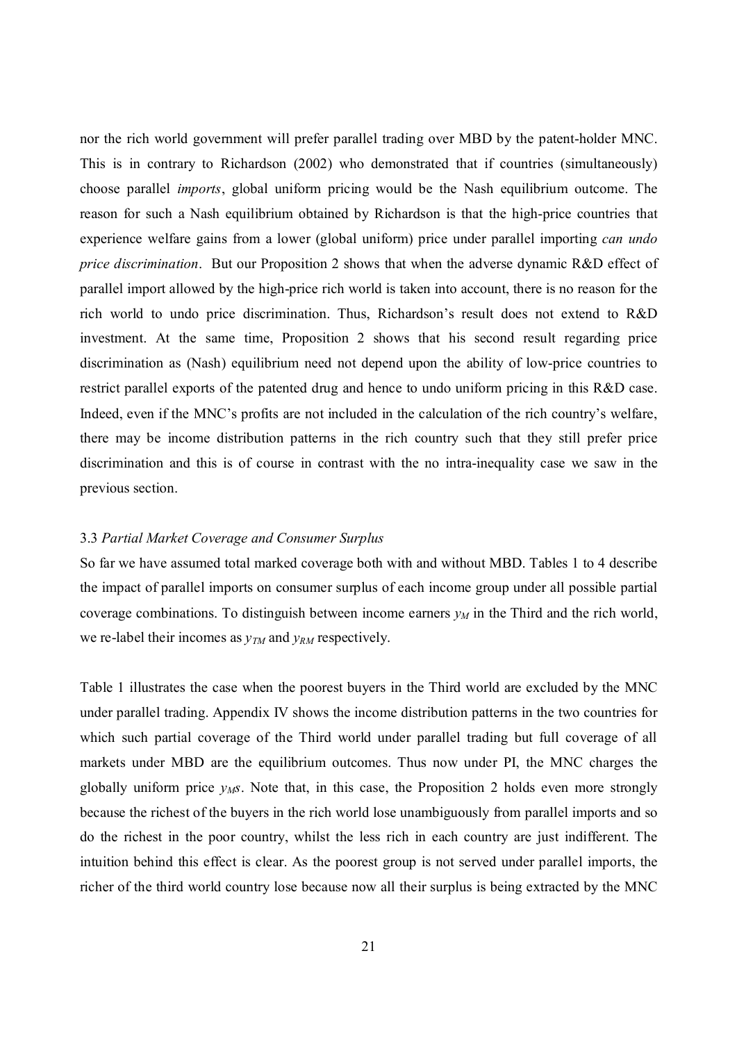nor the rich world government will prefer parallel trading over MBD by the patent-holder MNC. This is in contrary to Richardson (2002) who demonstrated that if countries (simultaneously) choose parallel *imports*, global uniform pricing would be the Nash equilibrium outcome. The reason for such a Nash equilibrium obtained by Richardson is that the high-price countries that experience welfare gains from a lower (global uniform) price under parallel importing *can undo price discrimination*. But our Proposition 2 shows that when the adverse dynamic R&D effect of parallel import allowed by the high-price rich world is taken into account, there is no reason for the rich world to undo price discrimination. Thus, Richardson's result does not extend to R&D investment. At the same time, Proposition 2 shows that his second result regarding price discrimination as (Nash) equilibrium need not depend upon the ability of low-price countries to restrict parallel exports of the patented drug and hence to undo uniform pricing in this R&D case. Indeed, even if the MNC's profits are not included in the calculation of the rich country's welfare, there may be income distribution patterns in the rich country such that they still prefer price discrimination and this is of course in contrast with the no intra-inequality case we saw in the previous section.

### 3.3 *Partial Market Coverage and Consumer Surplus*

So far we have assumed total marked coverage both with and without MBD. Tables 1 to 4 describe the impact of parallel imports on consumer surplus of each income group under all possible partial coverage combinations. To distinguish between income earners $y_M$ in the Third and the rich world, we re-label their incomes as $y_{TM}$ and $y_{RM}$ respectively.

Table 1 illustrates the case when the poorest buyers in the Third world are excluded by the MNC under parallel trading. Appendix IV shows the income distribution patterns in the two countries for which such partial coverage of the Third world under parallel trading but full coverage of all markets under MBD are the equilibrium outcomes. Thus now under PI, the MNC charges the globally uniform price $y_M s$. Note that, in this case, the Proposition 2 holds even more strongly because the richest of the buyers in the rich world lose unambiguously from parallel imports and so do the richest in the poor country, whilst the less rich in each country are just indifferent. The intuition behind this effect is clear. As the poorest group is not served under parallel imports, the richer of the third world country lose because now all their surplus is being extracted by the MNC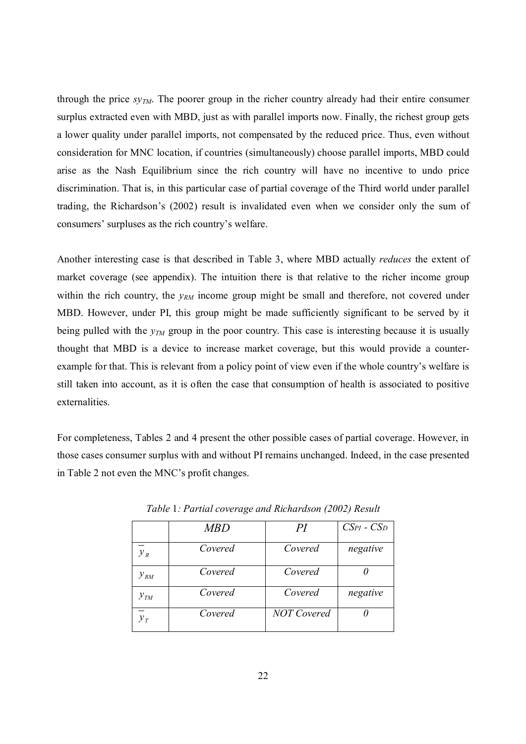through the price $sy_{TM}$. The poorer group in the richer country already had their entire consumer surplus extracted even with MBD, just as with parallel imports now. Finally, the richest group gets a lower quality under parallel imports, not compensated by the reduced price. Thus, even without consideration for MNC location, if countries (simultaneously) choose parallel imports, MBD could arise as the Nash Equilibrium since the rich country will have no incentive to undo price discrimination. That is, in this particular case of partial coverage of the Third world under parallel trading, the Richardson's (2002) result is invalidated even when we consider only the sum of consumers' surpluses as the rich country's welfare.

Another interesting case is that described in Table 3, where MBD actually *reduces* the extent of market coverage (see appendix). The intuition there is that relative to the richer income group within the rich country, the $y_{RM}$ income group might be small and therefore, not covered under MBD. However, under PI, this group might be made sufficiently significant to be served by it being pulled with the $y_{TM}$ group in the poor country. This case is interesting because it is usually thought that MBD is a device to increase market coverage, but this would provide a counter-example for that. This is relevant from a policy point of view even if the whole country's welfare is still taken into account, as it is often the case that consumption of health is associated to positive externalities.

For completeness, Tables 2 and 4 present the other possible cases of partial coverage. However, in those cases consumer surplus with and without PI remains unchanged. Indeed, in the case presented in Table 2 not even the MNC's profit changes.

*Table* 1*: Partial coverage and Richardson (2002) Result*

| | *MBD* | *PI* | $CS_{PI} - CS_D$ |
|---|---|---|---|
| $\overline{y}_R$ | *Covered* | *Covered* | *negative* |
| $y_{RM}$ | *Covered* | *Covered* | *0* |
| $y_{TM}$ | *Covered* | *Covered* | *negative* |
| $\overline{y}_T$ | *Covered* | *NOT Covered* | *0* |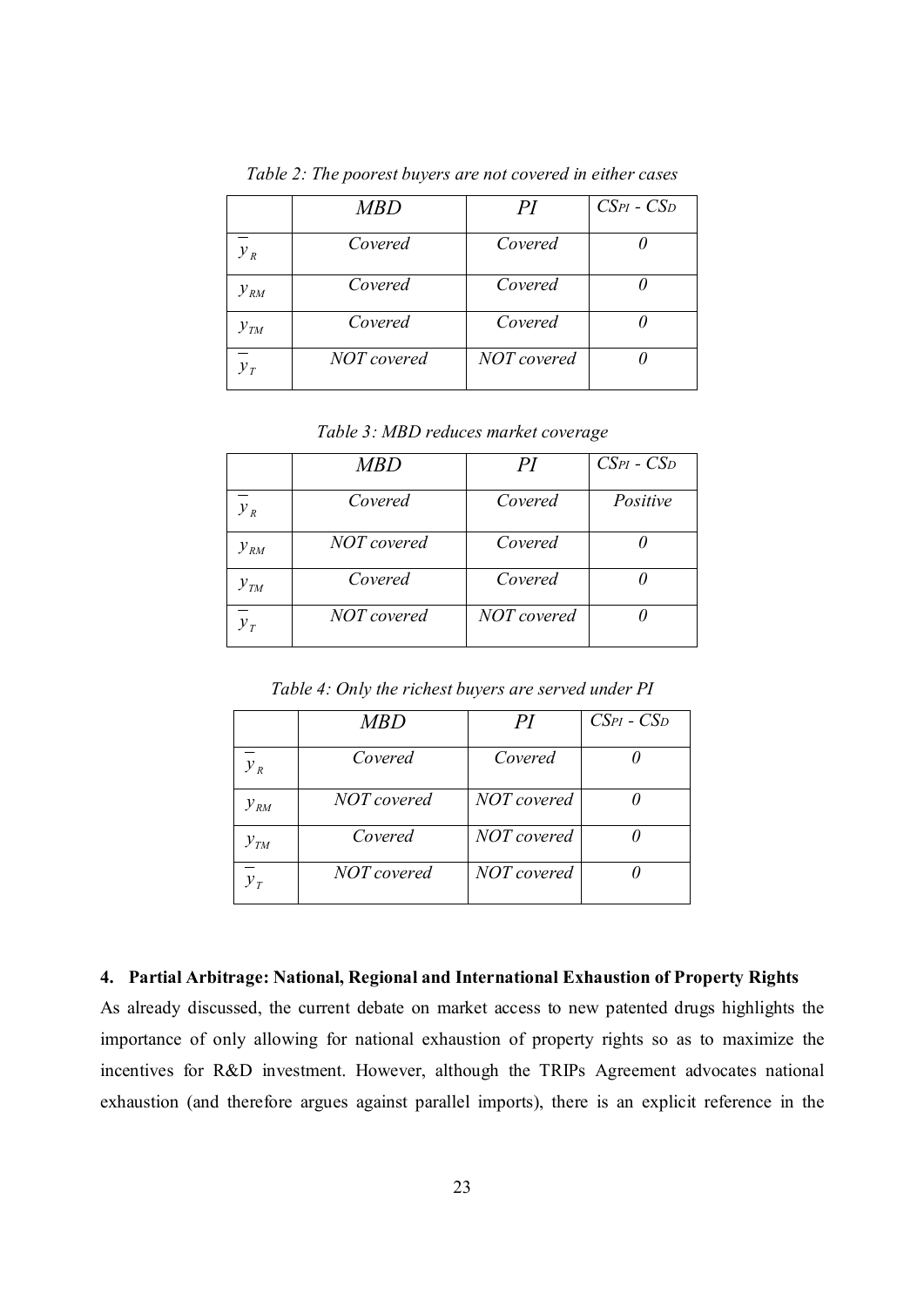*Table 2: The poorest buyers are not covered in either cases*

| | *MBD* | *PI* | $CS_{PI}$ - $CS_D$ |
|---|---|---|---|
| $\overline{y}_R$ | *Covered* | *Covered* | *0* |
| $y_{RM}$ | *Covered* | *Covered* | *0* |
| $y_{TM}$ | *Covered* | *Covered* | *0* |
| $\overline{y}_T$ | *NOT covered* | *NOT covered* | *0* |

*Table 3: MBD reduces market coverage*

| | *MBD* | *PI* | $CS_{PI}$ - $CS_D$ |
|---|---|---|---|
| $\overline{y}_R$ | *Covered* | *Covered* | *Positive* |
| $y_{RM}$ | *NOT covered* | *Covered* | *0* |
| $y_{TM}$ | *Covered* | *Covered* | *0* |
| $\overline{y}_T$ | *NOT covered* | *NOT covered* | *0* |

*Table 4: Only the richest buyers are served under PI*

| | *MBD* | *PI* | $CS_{PI}$ - $CS_D$ |
|---|---|---|---|
| $\overline{y}_R$ | *Covered* | *Covered* | *0* |
| $y_{RM}$ | *NOT covered* | *NOT covered* | *0* |
| $y_{TM}$ | *Covered* | *NOT covered* | *0* |
| $\overline{y}_T$ | *NOT covered* | *NOT covered* | *0* |

## 4. Partial Arbitrage: National, Regional and International Exhaustion of Property Rights

As already discussed, the current debate on market access to new patented drugs highlights the importance of only allowing for national exhaustion of property rights so as to maximize the incentives for R&D investment. However, although the TRIPs Agreement advocates national exhaustion (and therefore argues against parallel imports), there is an explicit reference in the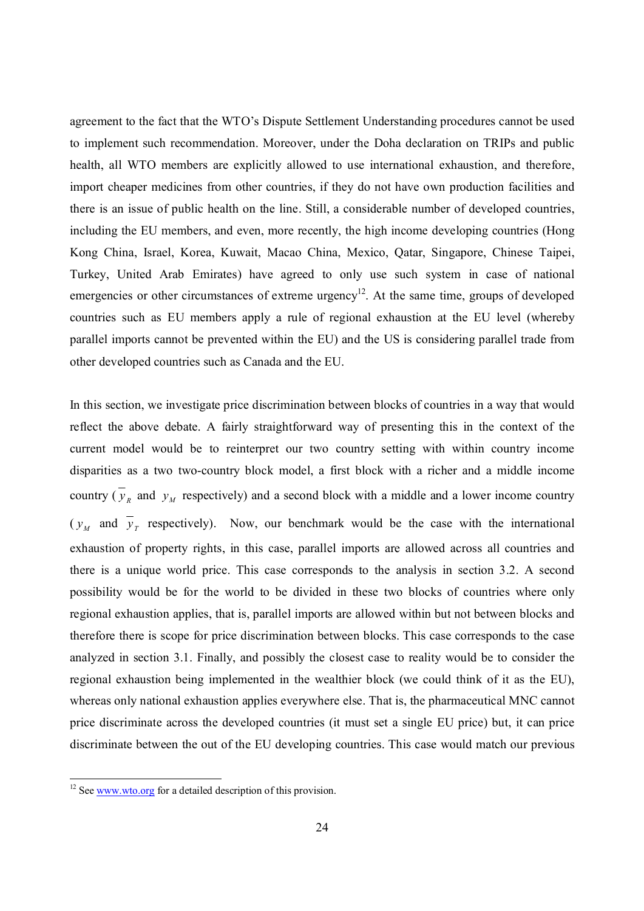agreement to the fact that the WTO's Dispute Settlement Understanding procedures cannot be used to implement such recommendation. Moreover, under the Doha declaration on TRIPs and public health, all WTO members are explicitly allowed to use international exhaustion, and therefore, import cheaper medicines from other countries, if they do not have own production facilities and there is an issue of public health on the line. Still, a considerable number of developed countries, including the EU members, and even, more recently, the high income developing countries (Hong Kong China, Israel, Korea, Kuwait, Macao China, Mexico, Qatar, Singapore, Chinese Taipei, Turkey, United Arab Emirates) have agreed to only use such system in case of national emergencies or other circumstances of extreme urgency[12]. At the same time, groups of developed countries such as EU members apply a rule of regional exhaustion at the EU level (whereby parallel imports cannot be prevented within the EU) and the US is considering parallel trade from other developed countries such as Canada and the EU.

In this section, we investigate price discrimination between blocks of countries in a way that would reflect the above debate. A fairly straightforward way of presenting this in the context of the current model would be to reinterpret our two country setting with within country income disparities as a two two-country block model, a first block with a richer and a middle income country ($\overline{y}_R$ and $y_M$ respectively) and a second block with a middle and a lower income country ($y_M$ and $\overline{y}_T$ respectively). Now, our benchmark would be the case with the international exhaustion of property rights, in this case, parallel imports are allowed across all countries and there is a unique world price. This case corresponds to the analysis in section 3.2. A second possibility would be for the world to be divided in these two blocks of countries where only regional exhaustion applies, that is, parallel imports are allowed within but not between blocks and therefore there is scope for price discrimination between blocks. This case corresponds to the case analyzed in section 3.1. Finally, and possibly the closest case to reality would be to consider the regional exhaustion being implemented in the wealthier block (we could think of it as the EU), whereas only national exhaustion applies everywhere else. That is, the pharmaceutical MNC cannot price discriminate across the developed countries (it must set a single EU price) but, it can price discriminate between the out of the EU developing countries. This case would match our previous

[12] See www.wto.org for a detailed description of this provision.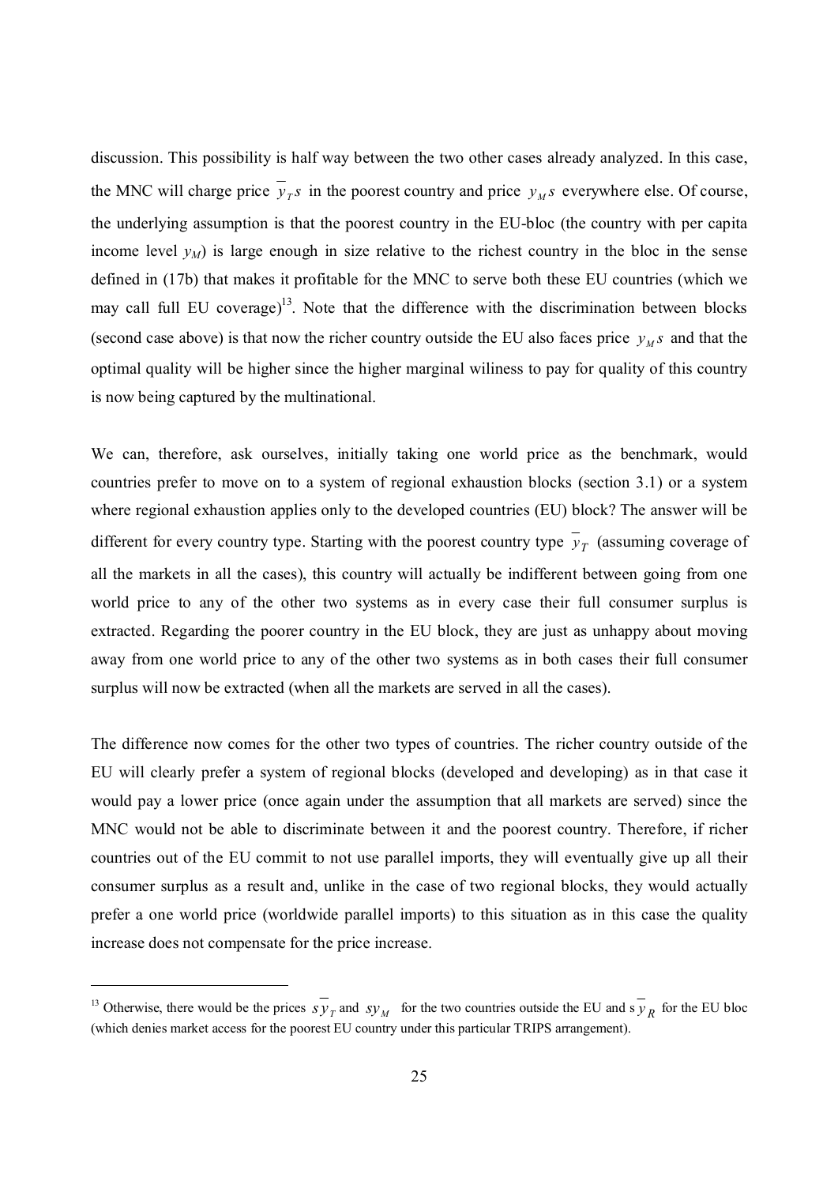discussion. This possibility is half way between the two other cases already analyzed. In this case, the MNC will charge price $\overline{y}_T s$ in the poorest country and price $y_M s$ everywhere else. Of course, the underlying assumption is that the poorest country in the EU-bloc (the country with per capita income level $y_M$) is large enough in size relative to the richest country in the bloc in the sense defined in (17b) that makes it profitable for the MNC to serve both these EU countries (which we may call full EU coverage)[13]. Note that the difference with the discrimination between blocks (second case above) is that now the richer country outside the EU also faces price $y_M s$ and that the optimal quality will be higher since the higher marginal wiliness to pay for quality of this country is now being captured by the multinational.

We can, therefore, ask ourselves, initially taking one world price as the benchmark, would countries prefer to move on to a system of regional exhaustion blocks (section 3.1) or a system where regional exhaustion applies only to the developed countries (EU) block? The answer will be different for every country type. Starting with the poorest country type $\overline{y}_T$ (assuming coverage of all the markets in all the cases), this country will actually be indifferent between going from one world price to any of the other two systems as in every case their full consumer surplus is extracted. Regarding the poorer country in the EU block, they are just as unhappy about moving away from one world price to any of the other two systems as in both cases their full consumer surplus will now be extracted (when all the markets are served in all the cases).

The difference now comes for the other two types of countries. The richer country outside of the EU will clearly prefer a system of regional blocks (developed and developing) as in that case it would pay a lower price (once again under the assumption that all markets are served) since the MNC would not be able to discriminate between it and the poorest country. Therefore, if richer countries out of the EU commit to not use parallel imports, they will eventually give up all their consumer surplus as a result and, unlike in the case of two regional blocks, they would actually prefer a one world price (worldwide parallel imports) to this situation as in this case the quality increase does not compensate for the price increase.

---

[13] Otherwise, there would be the prices $s\overline{y}_T$ and $sy_M$ for the two countries outside the EU and $s\,\overline{y}_R$ for the EU bloc (which denies market access for the poorest EU country under this particular TRIPS arrangement).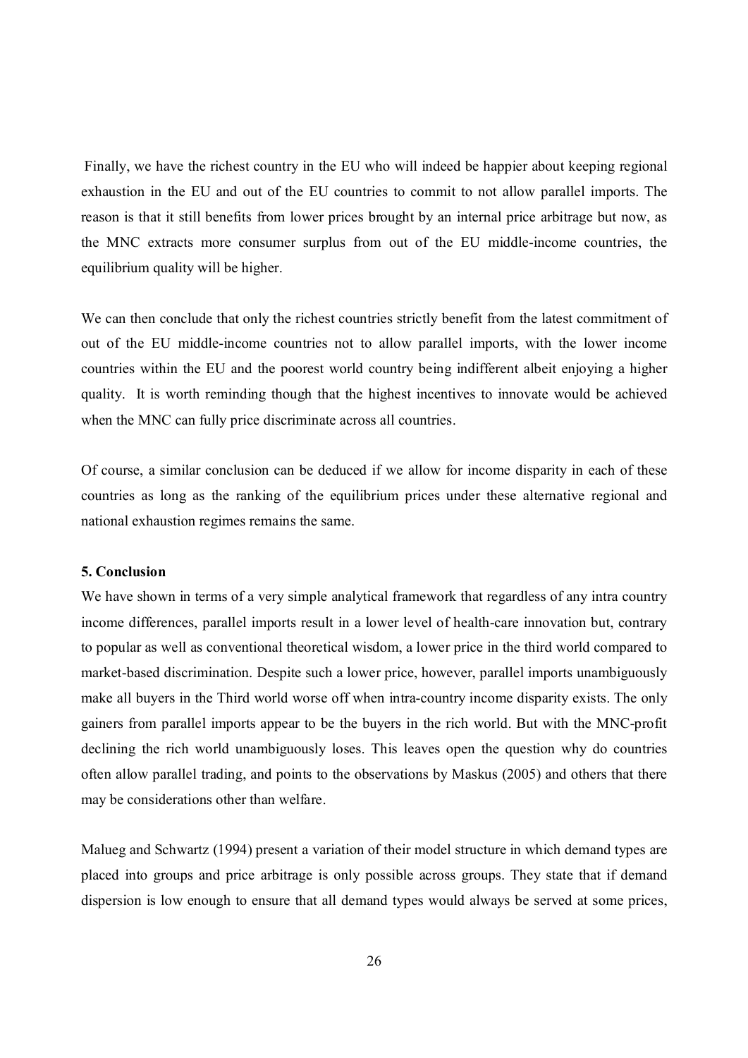Finally, we have the richest country in the EU who will indeed be happier about keeping regional exhaustion in the EU and out of the EU countries to commit to not allow parallel imports. The reason is that it still benefits from lower prices brought by an internal price arbitrage but now, as the MNC extracts more consumer surplus from out of the EU middle-income countries, the equilibrium quality will be higher.

We can then conclude that only the richest countries strictly benefit from the latest commitment of out of the EU middle-income countries not to allow parallel imports, with the lower income countries within the EU and the poorest world country being indifferent albeit enjoying a higher quality. It is worth reminding though that the highest incentives to innovate would be achieved when the MNC can fully price discriminate across all countries.

Of course, a similar conclusion can be deduced if we allow for income disparity in each of these countries as long as the ranking of the equilibrium prices under these alternative regional and national exhaustion regimes remains the same.

## 5. Conclusion

We have shown in terms of a very simple analytical framework that regardless of any intra country income differences, parallel imports result in a lower level of health-care innovation but, contrary to popular as well as conventional theoretical wisdom, a lower price in the third world compared to market-based discrimination. Despite such a lower price, however, parallel imports unambiguously make all buyers in the Third world worse off when intra-country income disparity exists. The only gainers from parallel imports appear to be the buyers in the rich world. But with the MNC-profit declining the rich world unambiguously loses. This leaves open the question why do countries often allow parallel trading, and points to the observations by Maskus (2005) and others that there may be considerations other than welfare.

Malueg and Schwartz (1994) present a variation of their model structure in which demand types are placed into groups and price arbitrage is only possible across groups. They state that if demand dispersion is low enough to ensure that all demand types would always be served at some prices,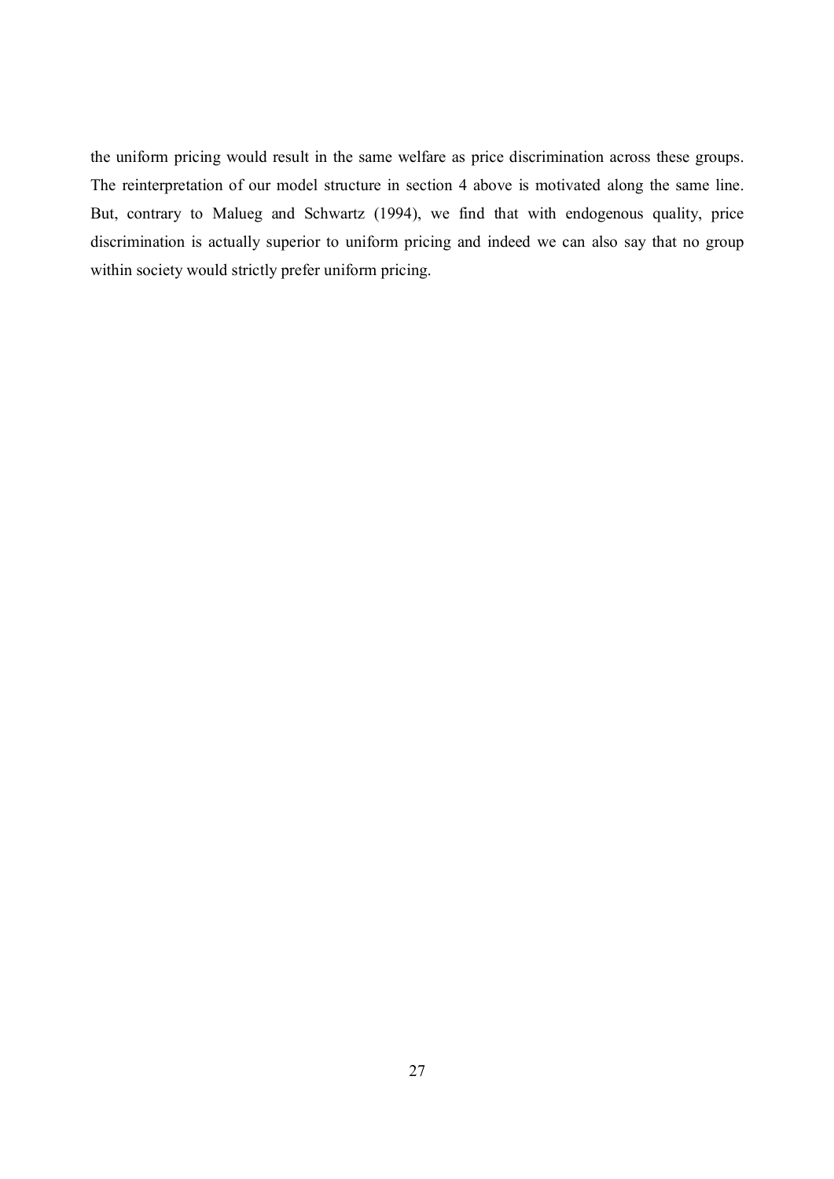the uniform pricing would result in the same welfare as price discrimination across these groups. The reinterpretation of our model structure in section 4 above is motivated along the same line. But, contrary to Malueg and Schwartz (1994), we find that with endogenous quality, price discrimination is actually superior to uniform pricing and indeed we can also say that no group within society would strictly prefer uniform pricing.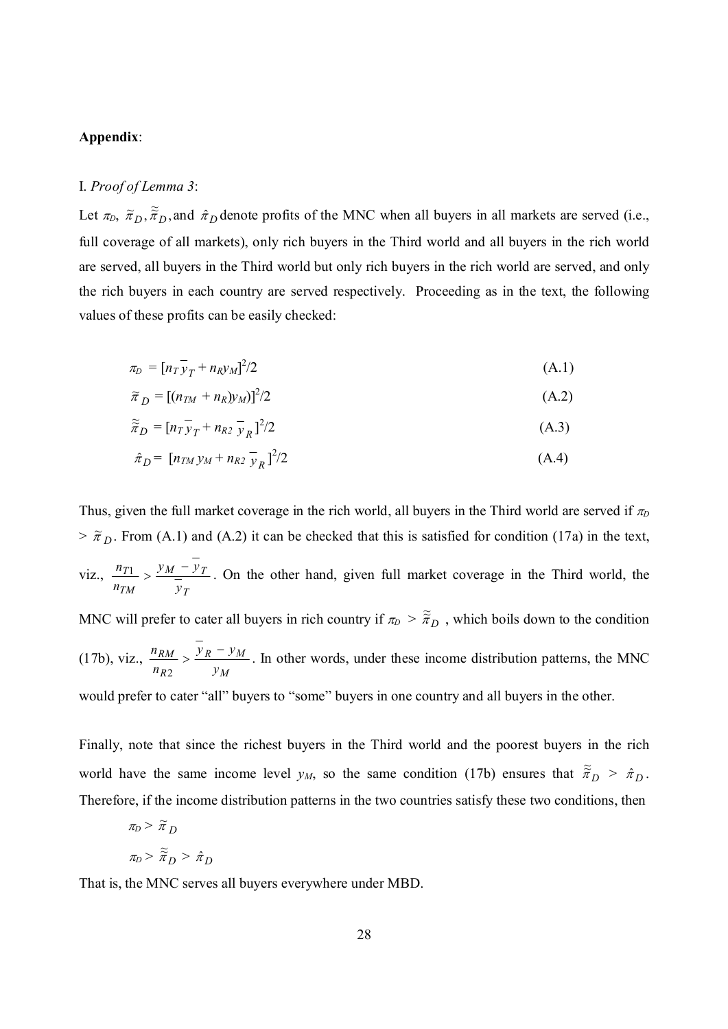**Appendix**:

I. *Proof of Lemma 3*:

Let $\pi_D$, $\tilde{\pi}_D, \tilde{\tilde{\pi}}_D$, and $\hat{\pi}_D$ denote profits of the MNC when all buyers in all markets are served (i.e., full coverage of all markets), only rich buyers in the Third world and all buyers in the rich world are served, all buyers in the Third world but only rich buyers in the rich world are served, and only the rich buyers in each country are served respectively. Proceeding as in the text, the following values of these profits can be easily checked:

$$\pi_D = [n_T \overline{y}_T + n_R y_M]^2/2 \tag{A.1}$$

$$\tilde{\pi}_D = [(n_{TM} + n_R)y_M)]^2/2 \tag{A.2}$$

$$\tilde{\tilde{\pi}}_D = [n_T \overline{y}_T + n_{R2}\, \overline{y}_R]^2/2 \tag{A.3}$$

$$\hat{\pi}_D = [n_{TM}\, y_M + n_{R2}\, \overline{y}_R]^2/2 \tag{A.4}$$

Thus, given the full market coverage in the rich world, all buyers in the Third world are served if $\pi_D > \tilde{\pi}_D$. From (A.1) and (A.2) it can be checked that this is satisfied for condition (17a) in the text, viz., $\frac{n_{T1}}{n_{TM}} > \frac{y_M - \overline{y}_T}{\overline{y}_T}$. On the other hand, given full market coverage in the Third world, the MNC will prefer to cater all buyers in rich country if $\pi_D > \tilde{\tilde{\pi}}_D$, which boils down to the condition (17b), viz., $\frac{n_{RM}}{n_{R2}} > \frac{\overline{y}_R - y_M}{y_M}$. In other words, under these income distribution patterns, the MNC would prefer to cater "all" buyers to "some" buyers in one country and all buyers in the other.

Finally, note that since the richest buyers in the Third world and the poorest buyers in the rich world have the same income level $y_M$, so the same condition (17b) ensures that $\tilde{\tilde{\pi}}_D > \hat{\pi}_D$. Therefore, if the income distribution patterns in the two countries satisfy these two conditions, then

$$\pi_D > \tilde{\pi}_D$$

$$\pi_D > \tilde{\tilde{\pi}}_D > \hat{\pi}_D$$

That is, the MNC serves all buyers everywhere under MBD.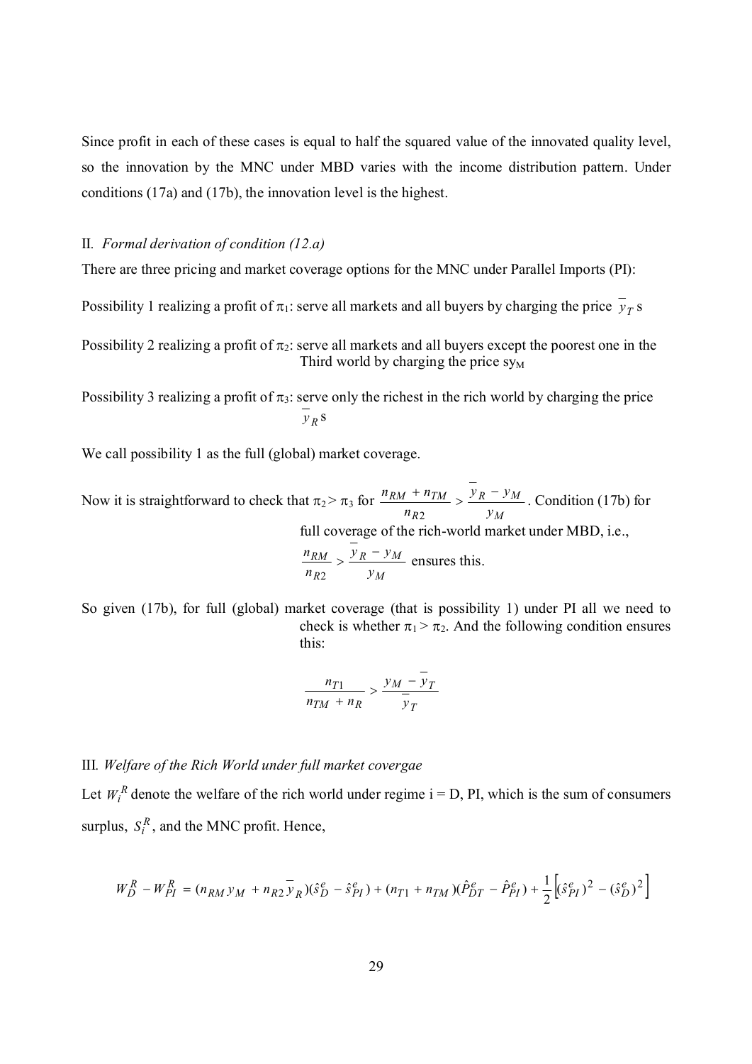Since profit in each of these cases is equal to half the squared value of the innovated quality level, so the innovation by the MNC under MBD varies with the income distribution pattern. Under conditions (17a) and (17b), the innovation level is the highest.

II. *Formal derivation of condition (12.a)*

There are three pricing and market coverage options for the MNC under Parallel Imports (PI):

Possibility 1 realizing a profit of $\pi_1$: serve all markets and all buyers by charging the price $\overline{y}_T\, s$

Possibility 2 realizing a profit of $\pi_2$: serve all markets and all buyers except the poorest one in the Third world by charging the price $sy_M$

Possibility 3 realizing a profit of $\pi_3$: serve only the richest in the rich world by charging the price $\overline{y}_R\, s$

We call possibility 1 as the full (global) market coverage.

Now it is straightforward to check that $\pi_2 > \pi_3$ for $\dfrac{n_{RM} + n_{TM}}{n_{R2}} > \dfrac{\overline{y}_R - y_M}{y_M}$. Condition (17b) for full coverage of the rich-world market under MBD, i.e., $\dfrac{n_{RM}}{n_{R2}} > \dfrac{\overline{y}_R - y_M}{y_M}$ ensures this.

So given (17b), for full (global) market coverage (that is possibility 1) under PI all we need to check is whether $\pi_1 > \pi_2$. And the following condition ensures this:

$$\frac{n_{T1}}{n_{TM} + n_R} > \frac{y_M - \overline{y}_T}{\overline{y}_T}$$

III. *Welfare of the Rich World under full market covergae*

Let $W_i^R$ denote the welfare of the rich world under regime i = D, PI, which is the sum of consumers surplus, $S_i^R$, and the MNC profit. Hence,

$$W_D^R - W_{PI}^R = (n_{RM}\, y_M + n_{R2}\, \overline{y}_R)(\hat{s}_D^e - \hat{s}_{PI}^e) + (n_{T1} + n_{TM})(\hat{P}_{DT}^e - \hat{P}_{PI}^e) + \frac{1}{2}\left[(\hat{s}_{PI}^e)^2 - (\hat{s}_D^e)^2\right]$$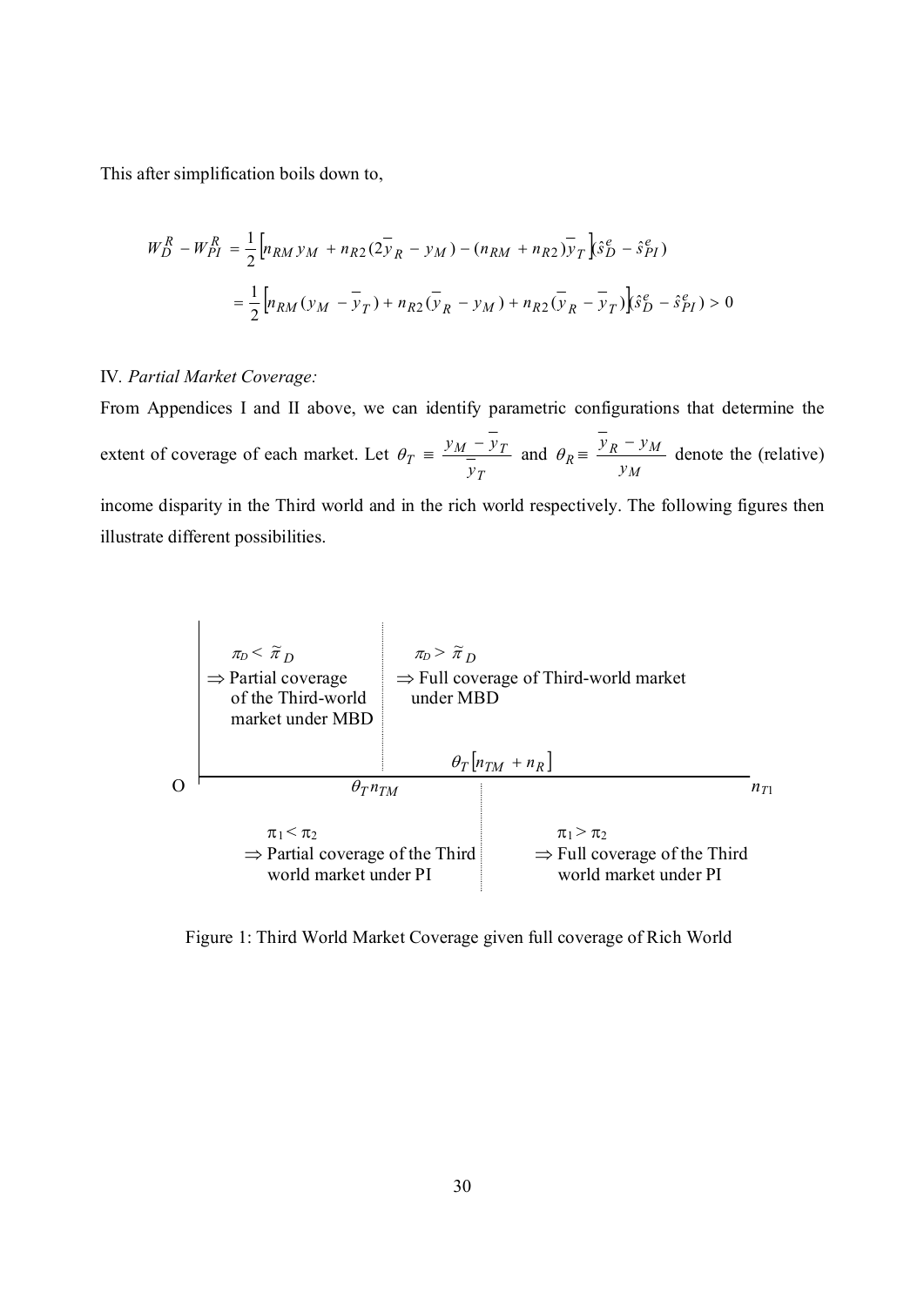This after simplification boils down to,

$$W_D^R - W_{PI}^R = \frac{1}{2}\left[n_{RM} y_M + n_{R2}(2\bar{y}_R - y_M) - (n_{RM} + n_{R2})\bar{y}_T\right](\hat{s}_D^e - \hat{s}_{PI}^e)$$

$$= \frac{1}{2}\left[n_{RM}(y_M - \bar{y}_T) + n_{R2}(\bar{y}_R - y_M) + n_{R2}(\bar{y}_R - \bar{y}_T)\right](\hat{s}_D^e - \hat{s}_{PI}^e) > 0$$

IV. *Partial Market Coverage:*

From Appendices I and II above, we can identify parametric configurations that determine the extent of coverage of each market. Let $\theta_T \equiv \frac{y_M - \bar{y}_T}{\bar{y}_T}$ and $\theta_R \equiv \frac{\bar{y}_R - y_M}{y_M}$ denote the (relative) income disparity in the Third world and in the rich world respectively. The following figures then illustrate different possibilities.

Above the $n_{T1}$ axis (boundary at $\theta_T n_{TM}$):
- $\pi_D < \tilde{\pi}_D$ $\Rightarrow$ Partial coverage of the Third-world market under MBD
- $\pi_D > \tilde{\pi}_D$ $\Rightarrow$ Full coverage of Third-world market under MBD

Below the $n_{T1}$ axis (boundary at $\theta_T [n_{TM} + n_R]$):
- $\pi_1 < \pi_2$ $\Rightarrow$ Partial coverage of the Third world market under PI
- $\pi_1 > \pi_2$ $\Rightarrow$ Full coverage of the Third world market under PI

Figure 1: Third World Market Coverage given full coverage of Rich World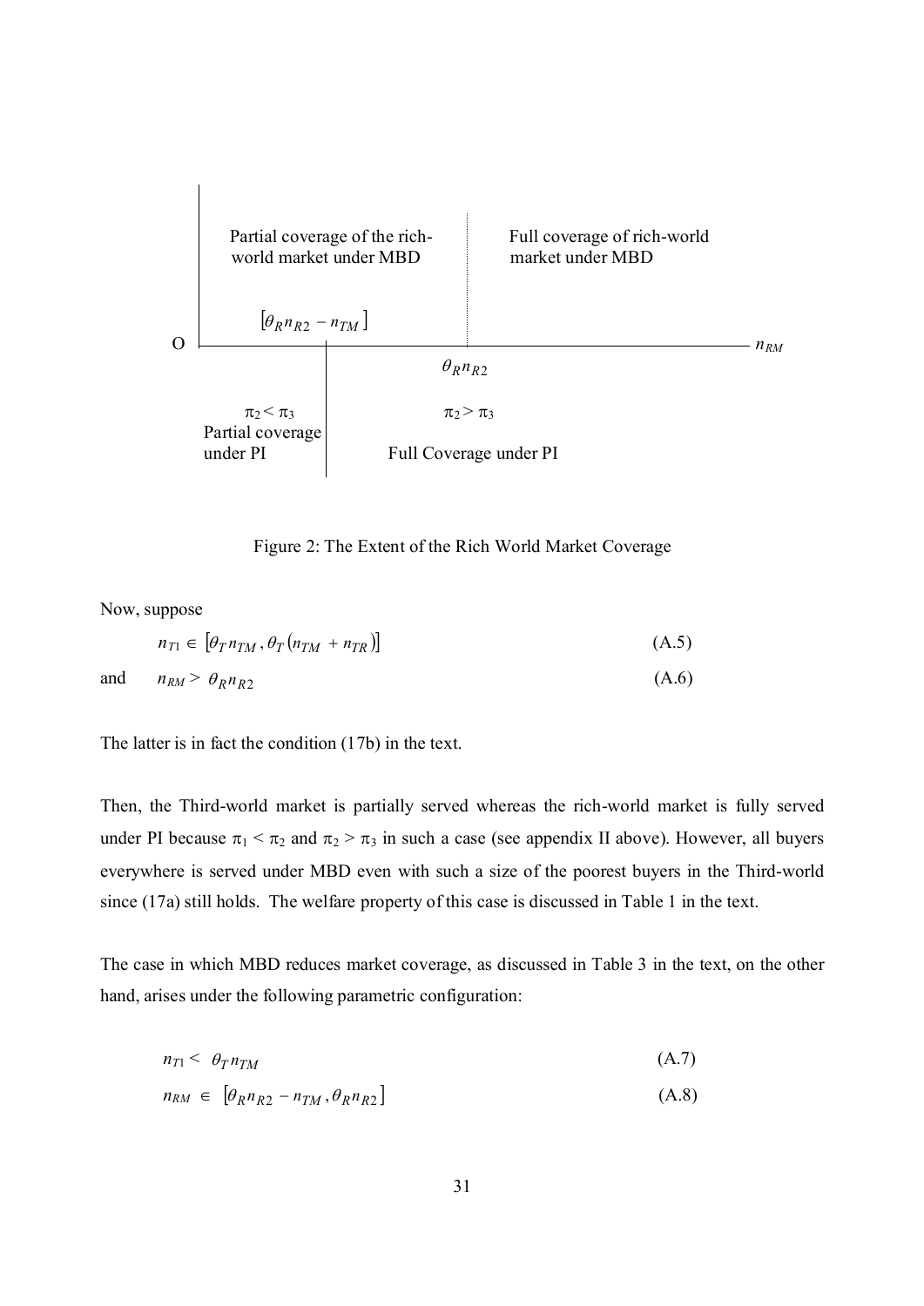| Partial coverage of the rich-world market under MBD | Full coverage of rich-world market under MBD |
| --- | --- |

$[\theta_R n_{R2} - n_{TM}]$ &nbsp;&nbsp;&nbsp; O &nbsp;&nbsp;&nbsp; $\theta_R n_{R2}$ &nbsp;&nbsp;&nbsp; $n_{RM}$

| $\pi_2 < \pi_3$ Partial coverage under PI | $\pi_2 > \pi_3$ Full Coverage under PI |
| --- | --- |

Figure 2: The Extent of the Rich World Market Coverage

Now, suppose

$$n_{T1} \in [\theta_T n_{TM}, \theta_T (n_{TM} + n_{TR})] \tag{A.5}$$

and

$$n_{RM} > \theta_R n_{R2} \tag{A.6}$$

The latter is in fact the condition (17b) in the text.

Then, the Third-world market is partially served whereas the rich-world market is fully served under PI because $\pi_1 < \pi_2$ and $\pi_2 > \pi_3$ in such a case (see appendix II above). However, all buyers everywhere is served under MBD even with such a size of the poorest buyers in the Third-world since (17a) still holds. The welfare property of this case is discussed in Table 1 in the text.

The case in which MBD reduces market coverage, as discussed in Table 3 in the text, on the other hand, arises under the following parametric configuration:

$$n_{T1} < \theta_T n_{TM} \tag{A.7}$$

$$n_{RM} \in [\theta_R n_{R2} - n_{TM}, \theta_R n_{R2}] \tag{A.8}$$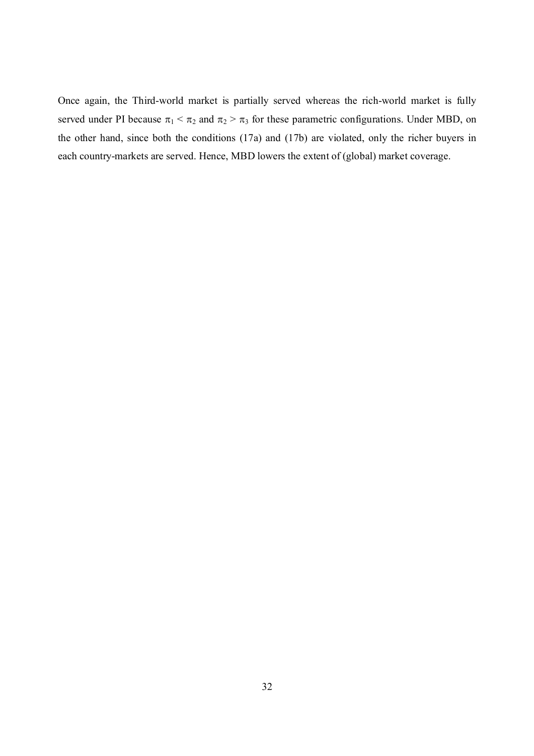Once again, the Third-world market is partially served whereas the rich-world market is fully served under PI because $\pi_1 < \pi_2$ and $\pi_2 > \pi_3$ for these parametric configurations. Under MBD, on the other hand, since both the conditions (17a) and (17b) are violated, only the richer buyers in each country-markets are served. Hence, MBD lowers the extent of (global) market coverage.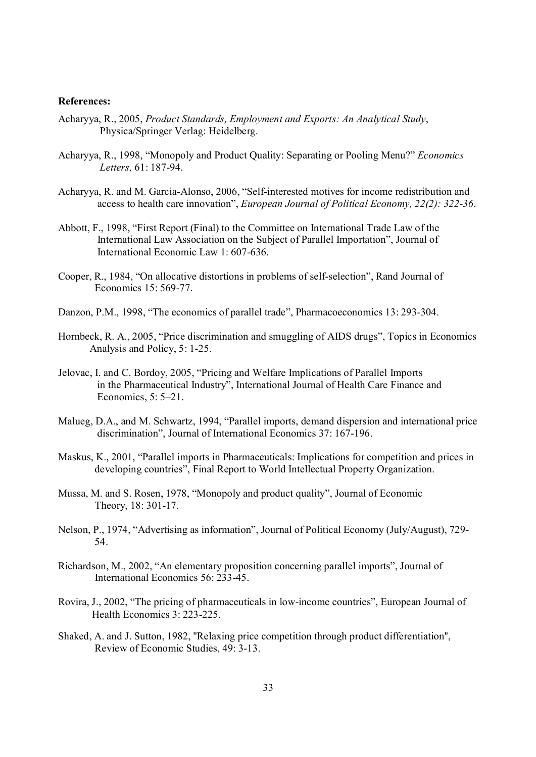**References:**

Acharyya, R., 2005, *Product Standards, Employment and Exports: An Analytical Study*, Physica/Springer Verlag: Heidelberg.

Acharyya, R., 1998, "Monopoly and Product Quality: Separating or Pooling Menu?" *Economics Letters,* 61: 187-94.

Acharyya, R. and M. Garcia-Alonso, 2006, "Self-interested motives for income redistribution and access to health care innovation", *European Journal of Political Economy, 22(2): 322-36*.

Abbott, F., 1998, "First Report (Final) to the Committee on International Trade Law of the International Law Association on the Subject of Parallel Importation", Journal of International Economic Law 1: 607-636.

Cooper, R., 1984, "On allocative distortions in problems of self-selection", Rand Journal of Economics 15: 569-77.

Danzon, P.M., 1998, "The economics of parallel trade", Pharmacoeconomics 13: 293-304.

Hornbeck, R. A., 2005, "Price discrimination and smuggling of AIDS drugs", Topics in Economics Analysis and Policy, 5: 1-25.

Jelovac, I. and C. Bordoy, 2005, "Pricing and Welfare Implications of Parallel Imports in the Pharmaceutical Industry", International Journal of Health Care Finance and Economics, 5: 5–21.

Malueg, D.A., and M. Schwartz, 1994, "Parallel imports, demand dispersion and international price discrimination", Journal of International Economics 37: 167-196.

Maskus, K., 2001, "Parallel imports in Pharmaceuticals: Implications for competition and prices in developing countries", Final Report to World Intellectual Property Organization.

Mussa, M. and S. Rosen, 1978, "Monopoly and product quality", Journal of Economic Theory, 18: 301-17.

Nelson, P., 1974, "Advertising as information", Journal of Political Economy (July/August), 729-54.

Richardson, M., 2002, "An elementary proposition concerning parallel imports", Journal of International Economics 56: 233-45.

Rovira, J., 2002, "The pricing of pharmaceuticals in low-income countries", European Journal of Health Economics 3: 223-225.

Shaked, A. and J. Sutton, 1982, "Relaxing price competition through product differentiation", Review of Economic Studies, 49: 3-13.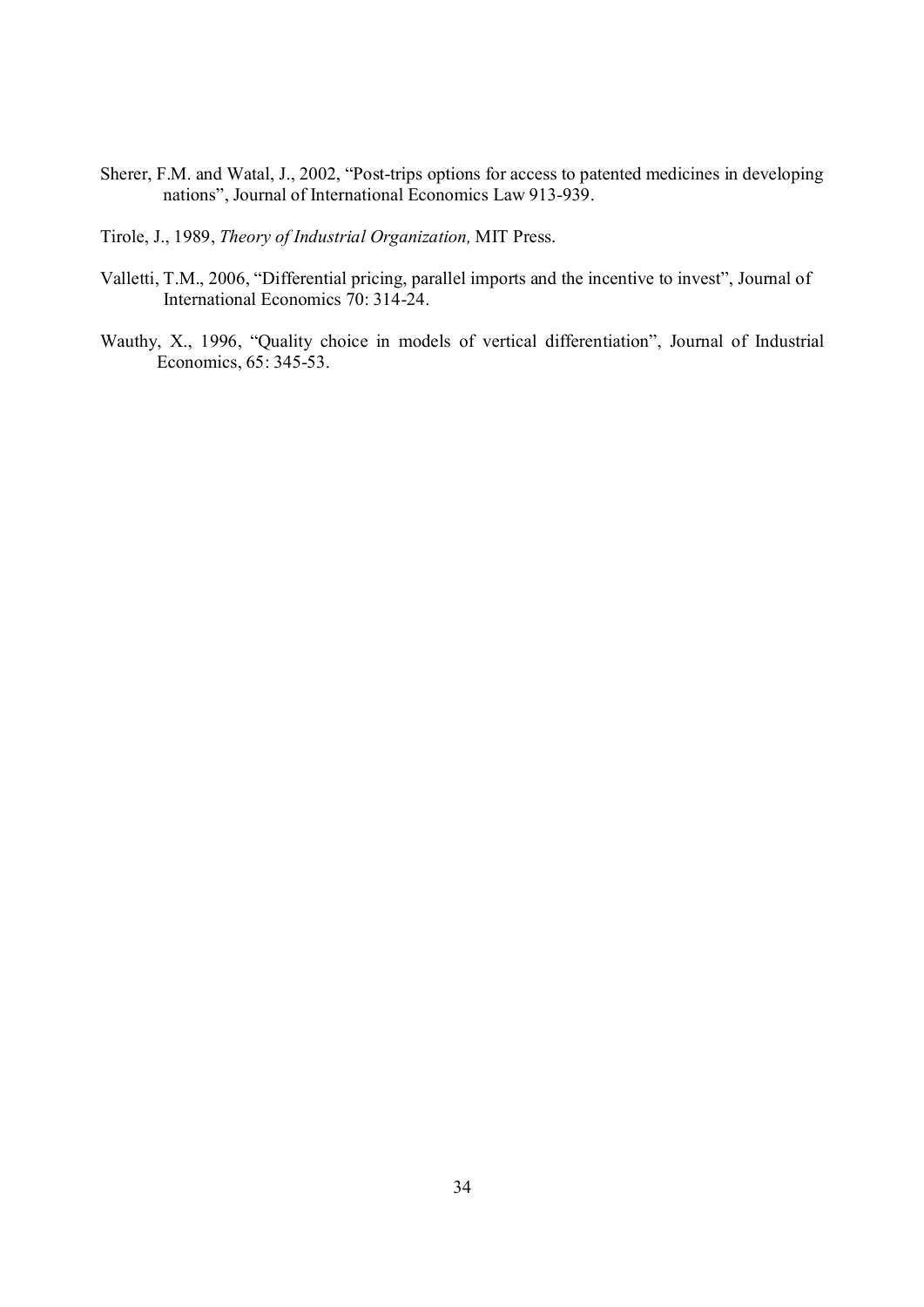Sherer, F.M. and Watal, J., 2002, "Post-trips options for access to patented medicines in developing nations", Journal of International Economics Law 913-939.

Tirole, J., 1989, *Theory of Industrial Organization,* MIT Press.

Valletti, T.M., 2006, "Differential pricing, parallel imports and the incentive to invest", Journal of International Economics 70: 314-24.

Wauthy, X., 1996, "Quality choice in models of vertical differentiation", Journal of Industrial Economics, 65: 345-53.